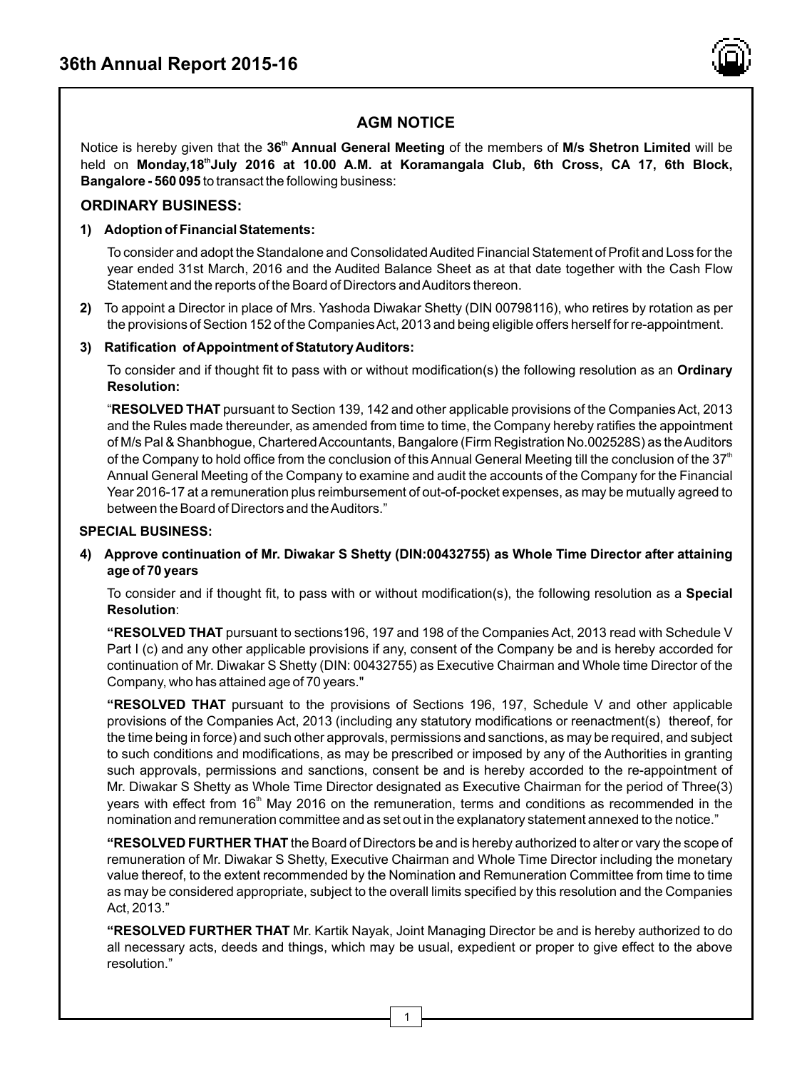## AGM NOTICE

Notice is hereby given that the **36th Annual General Meeting** of the members of **M/s Shetron Limited** will be held on **Monday,18th July 2016 at 10.00 A.M. at Koramangala Club, 6th Cross, CA 17, 6th Block, Bangalore - 560 095** to transact the following business:

### ORDINARY BUSINESS:

**1) Adoption of Financial Statements:**

To consider and adopt the Standalone and Consolidated Audited Financial Statement of Profit and Loss for the year ended 31st March, 2016 and the Audited Balance Sheet as at that date together with the Cash Flow Statement and the reports of the Board of Directors and Auditors thereon.

**2)** To appoint a Director in place of Mrs. Yashoda Diwakar Shetty (DIN 00798116), who retires by rotation as per the provisions of Section 152 of the Companies Act, 2013 and being eligible offers herself for re-appointment.

**3) Ratification of Appointment of Statutory Auditors:**

To consider and if thought fit to pass with or without modification(s) the following resolution as an **Ordinary Resolution:**

"**RESOLVED THAT** pursuant to Section 139, 142 and other applicable provisions of the Companies Act, 2013 and the Rules made thereunder, as amended from time to time, the Company hereby ratifies the appointment of M/s Pal & Shanbhogue, Chartered Accountants, Bangalore (Firm Registration No.002528S) as the Auditors of the Company to hold office from the conclusion of this Annual General Meeting till the conclusion of the 37th Annual General Meeting of the Company to examine and audit the accounts of the Company for the Financial Year 2016-17 at a remuneration plus reimbursement of out-of-pocket expenses, as may be mutually agreed to between the Board of Directors and the Auditors."

### SPECIAL BUSINESS:

**4) Approve continuation of Mr. Diwakar S Shetty (DIN:00432755) as Whole Time Director after attaining age of 70 years**

To consider and if thought fit, to pass with or without modification(s), the following resolution as a **Special Resolution**:

**"RESOLVED THAT** pursuant to sections196, 197 and 198 of the Companies Act, 2013 read with Schedule V Part I (c) and any other applicable provisions if any, consent of the Company be and is hereby accorded for continuation of Mr. Diwakar S Shetty (DIN: 00432755) as Executive Chairman and Whole time Director of the Company, who has attained age of 70 years."

**"RESOLVED THAT** pursuant to the provisions of Sections 196, 197, Schedule V and other applicable provisions of the Companies Act, 2013 (including any statutory modifications or reenactment(s) thereof, for the time being in force) and such other approvals, permissions and sanctions, as may be required, and subject to such conditions and modifications, as may be prescribed or imposed by any of the Authorities in granting such approvals, permissions and sanctions, consent be and is hereby accorded to the re-appointment of Mr. Diwakar S Shetty as Whole Time Director designated as Executive Chairman for the period of Three(3) years with effect from 16th May 2016 on the remuneration, terms and conditions as recommended in the nomination and remuneration committee and as set out in the explanatory statement annexed to the notice."

**"RESOLVED FURTHER THAT** the Board of Directors be and is hereby authorized to alter or vary the scope of remuneration of Mr. Diwakar S Shetty, Executive Chairman and Whole Time Director including the monetary value thereof, to the extent recommended by the Nomination and Remuneration Committee from time to time as may be considered appropriate, subject to the overall limits specified by this resolution and the Companies Act, 2013."

**"RESOLVED FURTHER THAT** Mr. Kartik Nayak, Joint Managing Director be and is hereby authorized to do all necessary acts, deeds and things, which may be usual, expedient or proper to give effect to the above resolution."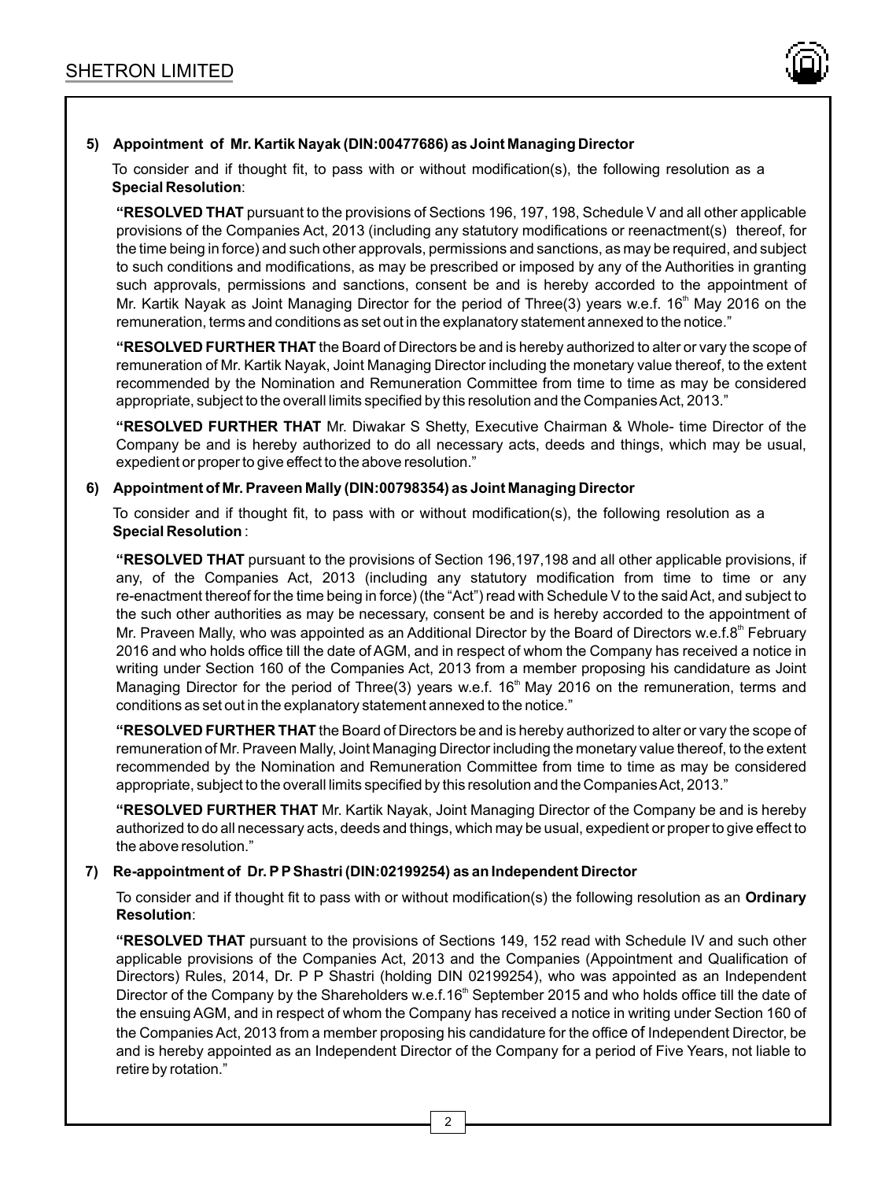**5) Appointment of Mr. Kartik Nayak (DIN:00477686) as Joint Managing Director**

To consider and if thought fit, to pass with or without modification(s), the following resolution as a **Special Resolution**:

**"RESOLVED THAT** pursuant to the provisions of Sections 196, 197, 198, Schedule V and all other applicable provisions of the Companies Act, 2013 (including any statutory modifications or reenactment(s) thereof, for the time being in force) and such other approvals, permissions and sanctions, as may be required, and subject to such conditions and modifications, as may be prescribed or imposed by any of the Authorities in granting such approvals, permissions and sanctions, consent be and is hereby accorded to the appointment of Mr. Kartik Nayak as Joint Managing Director for the period of Three(3) years w.e.f. 16th May 2016 on the remuneration, terms and conditions as set out in the explanatory statement annexed to the notice."

**"RESOLVED FURTHER THAT** the Board of Directors be and is hereby authorized to alter or vary the scope of remuneration of Mr. Kartik Nayak, Joint Managing Director including the monetary value thereof, to the extent recommended by the Nomination and Remuneration Committee from time to time as may be considered appropriate, subject to the overall limits specified by this resolution and the Companies Act, 2013."

**"RESOLVED FURTHER THAT** Mr. Diwakar S Shetty, Executive Chairman & Whole- time Director of the Company be and is hereby authorized to do all necessary acts, deeds and things, which may be usual, expedient or proper to give effect to the above resolution."

**6) Appointment of Mr. Praveen Mally (DIN:00798354) as Joint Managing Director**

To consider and if thought fit, to pass with or without modification(s), the following resolution as a **Special Resolution** :

**"RESOLVED THAT** pursuant to the provisions of Section 196,197,198 and all other applicable provisions, if any, of the Companies Act, 2013 (including any statutory modification from time to time or any re-enactment thereof for the time being in force) (the "Act") read with Schedule V to the said Act, and subject to the such other authorities as may be necessary, consent be and is hereby accorded to the appointment of Mr. Praveen Mally, who was appointed as an Additional Director by the Board of Directors w.e.f.8th February 2016 and who holds office till the date of AGM, and in respect of whom the Company has received a notice in writing under Section 160 of the Companies Act, 2013 from a member proposing his candidature as Joint Managing Director for the period of Three(3) years w.e.f. 16th May 2016 on the remuneration, terms and conditions as set out in the explanatory statement annexed to the notice."

**"RESOLVED FURTHER THAT** the Board of Directors be and is hereby authorized to alter or vary the scope of remuneration of Mr. Praveen Mally, Joint Managing Director including the monetary value thereof, to the extent recommended by the Nomination and Remuneration Committee from time to time as may be considered appropriate, subject to the overall limits specified by this resolution and the Companies Act, 2013."

**"RESOLVED FURTHER THAT** Mr. Kartik Nayak, Joint Managing Director of the Company be and is hereby authorized to do all necessary acts, deeds and things, which may be usual, expedient or proper to give effect to the above resolution."

**7) Re-appointment of Dr. P P Shastri (DIN:02199254) as an Independent Director**

To consider and if thought fit to pass with or without modification(s) the following resolution as an **Ordinary Resolution**:

**"RESOLVED THAT** pursuant to the provisions of Sections 149, 152 read with Schedule IV and such other applicable provisions of the Companies Act, 2013 and the Companies (Appointment and Qualification of Directors) Rules, 2014, Dr. P P Shastri (holding DIN 02199254), who was appointed as an Independent Director of the Company by the Shareholders w.e.f.16th September 2015 and who holds office till the date of the ensuing AGM, and in respect of whom the Company has received a notice in writing under Section 160 of the Companies Act, 2013 from a member proposing his candidature for the office of Independent Director, be and is hereby appointed as an Independent Director of the Company for a period of Five Years, not liable to retire by rotation."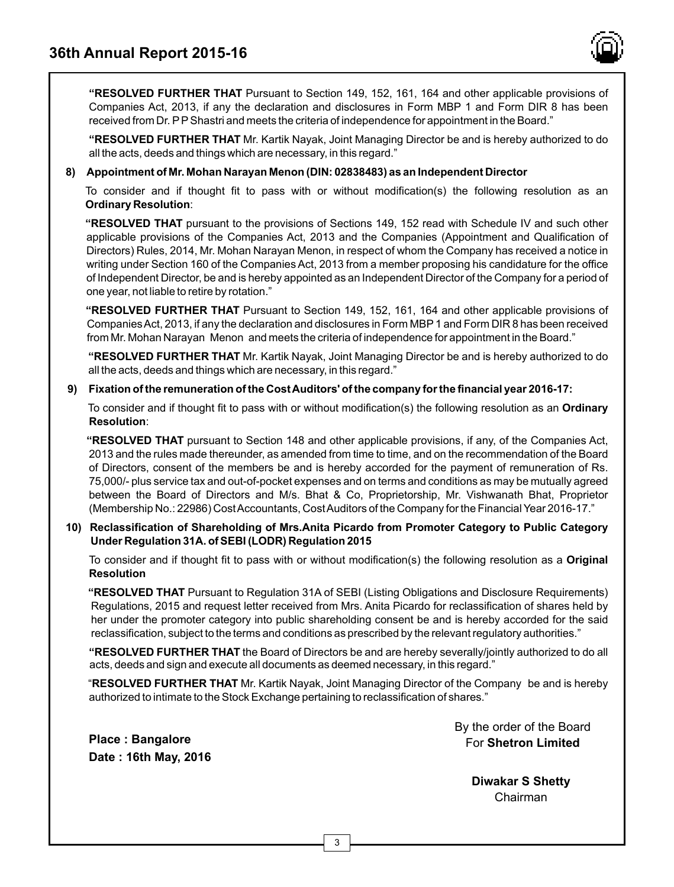**"RESOLVED FURTHER THAT** Pursuant to Section 149, 152, 161, 164 and other applicable provisions of Companies Act, 2013, if any the declaration and disclosures in Form MBP 1 and Form DIR 8 has been received from Dr. P P Shastri and meets the criteria of independence for appointment in the Board."

**"RESOLVED FURTHER THAT** Mr. Kartik Nayak, Joint Managing Director be and is hereby authorized to do all the acts, deeds and things which are necessary, in this regard."

**8) Appointment of Mr. Mohan Narayan Menon (DIN: 02838483) as an Independent Director**

To consider and if thought fit to pass with or without modification(s) the following resolution as an **Ordinary Resolution**:

**"RESOLVED THAT** pursuant to the provisions of Sections 149, 152 read with Schedule IV and such other applicable provisions of the Companies Act, 2013 and the Companies (Appointment and Qualification of Directors) Rules, 2014, Mr. Mohan Narayan Menon, in respect of whom the Company has received a notice in writing under Section 160 of the Companies Act, 2013 from a member proposing his candidature for the office of Independent Director, be and is hereby appointed as an Independent Director of the Company for a period of one year, not liable to retire by rotation."

**"RESOLVED FURTHER THAT** Pursuant to Section 149, 152, 161, 164 and other applicable provisions of Companies Act, 2013, if any the declaration and disclosures in Form MBP 1 and Form DIR 8 has been received from Mr. Mohan Narayan Menon and meets the criteria of independence for appointment in the Board."

**"RESOLVED FURTHER THAT** Mr. Kartik Nayak, Joint Managing Director be and is hereby authorized to do all the acts, deeds and things which are necessary, in this regard."

**9) Fixation of the remuneration of the Cost Auditors' of the company for the financial year 2016-17:**

To consider and if thought fit to pass with or without modification(s) the following resolution as an **Ordinary Resolution**:

**"RESOLVED THAT** pursuant to Section 148 and other applicable provisions, if any, of the Companies Act, 2013 and the rules made thereunder, as amended from time to time, and on the recommendation of the Board of Directors, consent of the members be and is hereby accorded for the payment of remuneration of Rs. 75,000/- plus service tax and out-of-pocket expenses and on terms and conditions as may be mutually agreed between the Board of Directors and M/s. Bhat & Co, Proprietorship, Mr. Vishwanath Bhat, Proprietor (Membership No.: 22986) Cost Accountants, Cost Auditors of the Company for the Financial Year 2016-17."

**10) Reclassification of Shareholding of Mrs.Anita Picardo from Promoter Category to Public Category Under Regulation 31A. of SEBI (LODR) Regulation 2015**

To consider and if thought fit to pass with or without modification(s) the following resolution as a **Original Resolution**

**"RESOLVED THAT** Pursuant to Regulation 31A of SEBI (Listing Obligations and Disclosure Requirements) Regulations, 2015 and request letter received from Mrs. Anita Picardo for reclassification of shares held by her under the promoter category into public shareholding consent be and is hereby accorded for the said reclassification, subject to the terms and conditions as prescribed by the relevant regulatory authorities."

**"RESOLVED FURTHER THAT** the Board of Directors be and are hereby severally/jointly authorized to do all acts, deeds and sign and execute all documents as deemed necessary, in this regard."

"**RESOLVED FURTHER THAT** Mr. Kartik Nayak, Joint Managing Director of the Company be and is hereby authorized to intimate to the Stock Exchange pertaining to reclassification of shares."

By the order of the Board
For **Shetron Limited**

**Place : Bangalore**
**Date : 16th May, 2016**

**Diwakar S Shetty**
Chairman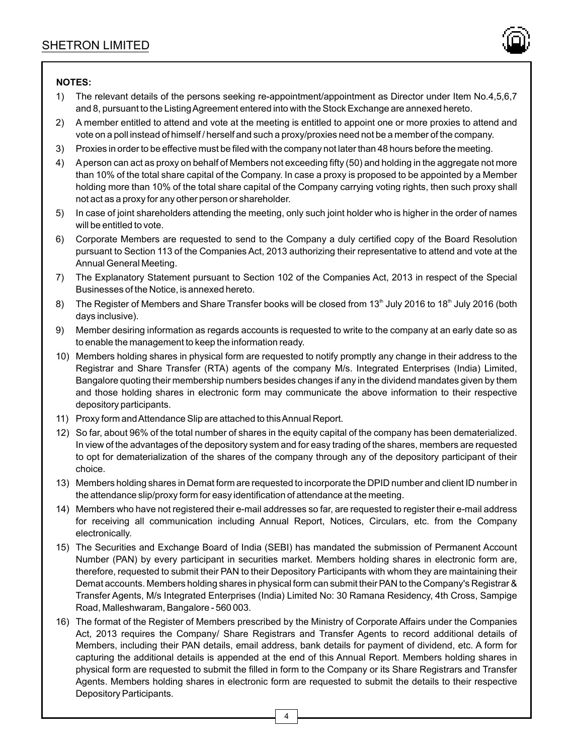**NOTES:**

1) The relevant details of the persons seeking re-appointment/appointment as Director under Item No.4,5,6,7 and 8, pursuant to the Listing Agreement entered into with the Stock Exchange are annexed hereto.
2) A member entitled to attend and vote at the meeting is entitled to appoint one or more proxies to attend and vote on a poll instead of himself / herself and such a proxy/proxies need not be a member of the company.
3) Proxies in order to be effective must be filed with the company not later than 48 hours before the meeting.
4) A person can act as proxy on behalf of Members not exceeding fifty (50) and holding in the aggregate not more than 10% of the total share capital of the Company. In case a proxy is proposed to be appointed by a Member holding more than 10% of the total share capital of the Company carrying voting rights, then such proxy shall not act as a proxy for any other person or shareholder.
5) In case of joint shareholders attending the meeting, only such joint holder who is higher in the order of names will be entitled to vote.
6) Corporate Members are requested to send to the Company a duly certified copy of the Board Resolution pursuant to Section 113 of the Companies Act, 2013 authorizing their representative to attend and vote at the Annual General Meeting.
7) The Explanatory Statement pursuant to Section 102 of the Companies Act, 2013 in respect of the Special Businesses of the Notice, is annexed hereto.
8) The Register of Members and Share Transfer books will be closed from 13th July 2016 to 18th July 2016 (both days inclusive).
9) Member desiring information as regards accounts is requested to write to the company at an early date so as to enable the management to keep the information ready.
10) Members holding shares in physical form are requested to notify promptly any change in their address to the Registrar and Share Transfer (RTA) agents of the company M/s. Integrated Enterprises (India) Limited, Bangalore quoting their membership numbers besides changes if any in the dividend mandates given by them and those holding shares in electronic form may communicate the above information to their respective depository participants.
11) Proxy form and Attendance Slip are attached to this Annual Report.
12) So far, about 96% of the total number of shares in the equity capital of the company has been dematerialized. In view of the advantages of the depository system and for easy trading of the shares, members are requested to opt for dematerialization of the shares of the company through any of the depository participant of their choice.
13) Members holding shares in Demat form are requested to incorporate the DPID number and client ID number in the attendance slip/proxy form for easy identification of attendance at the meeting.
14) Members who have not registered their e-mail addresses so far, are requested to register their e-mail address for receiving all communication including Annual Report, Notices, Circulars, etc. from the Company electronically.
15) The Securities and Exchange Board of India (SEBI) has mandated the submission of Permanent Account Number (PAN) by every participant in securities market. Members holding shares in electronic form are, therefore, requested to submit their PAN to their Depository Participants with whom they are maintaining their Demat accounts. Members holding shares in physical form can submit their PAN to the Company's Registrar & Transfer Agents, M/s Integrated Enterprises (India) Limited No: 30 Ramana Residency, 4th Cross, Sampige Road, Malleshwaram, Bangalore - 560 003.
16) The format of the Register of Members prescribed by the Ministry of Corporate Affairs under the Companies Act, 2013 requires the Company/ Share Registrars and Transfer Agents to record additional details of Members, including their PAN details, email address, bank details for payment of dividend, etc. A form for capturing the additional details is appended at the end of this Annual Report. Members holding shares in physical form are requested to submit the filled in form to the Company or its Share Registrars and Transfer Agents. Members holding shares in electronic form are requested to submit the details to their respective Depository Participants.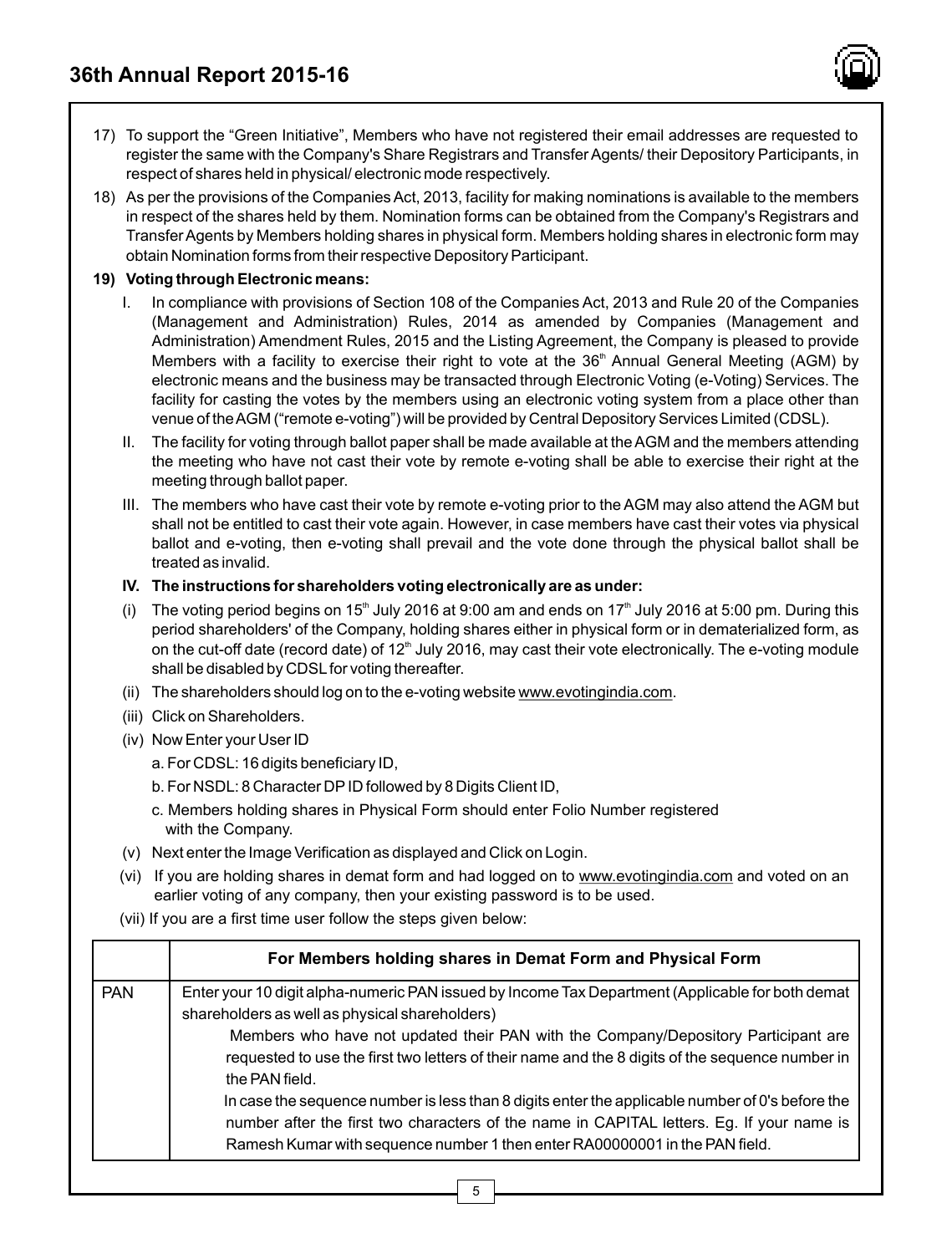17) To support the "Green Initiative", Members who have not registered their email addresses are requested to register the same with the Company's Share Registrars and Transfer Agents/ their Depository Participants, in respect of shares held in physical/ electronic mode respectively.

18) As per the provisions of the Companies Act, 2013, facility for making nominations is available to the members in respect of the shares held by them. Nomination forms can be obtained from the Company's Registrars and Transfer Agents by Members holding shares in physical form. Members holding shares in electronic form may obtain Nomination forms from their respective Depository Participant.

**19) Voting through Electronic means:**

I. In compliance with provisions of Section 108 of the Companies Act, 2013 and Rule 20 of the Companies (Management and Administration) Rules, 2014 as amended by Companies (Management and Administration) Amendment Rules, 2015 and the Listing Agreement, the Company is pleased to provide Members with a facility to exercise their right to vote at the 36th Annual General Meeting (AGM) by electronic means and the business may be transacted through Electronic Voting (e-Voting) Services. The facility for casting the votes by the members using an electronic voting system from a place other than venue of the AGM ("remote e-voting") will be provided by Central Depository Services Limited (CDSL).

II. The facility for voting through ballot paper shall be made available at the AGM and the members attending the meeting who have not cast their vote by remote e-voting shall be able to exercise their right at the meeting through ballot paper.

III. The members who have cast their vote by remote e-voting prior to the AGM may also attend the AGM but shall not be entitled to cast their vote again. However, in case members have cast their votes via physical ballot and e-voting, then e-voting shall prevail and the vote done through the physical ballot shall be treated as invalid.

**IV. The instructions for shareholders voting electronically are as under:**

(i) The voting period begins on 15th July 2016 at 9:00 am and ends on 17th July 2016 at 5:00 pm. During this period shareholders' of the Company, holding shares either in physical form or in dematerialized form, as on the cut-off date (record date) of 12th July 2016, may cast their vote electronically. The e-voting module shall be disabled by CDSL for voting thereafter.

(ii) The shareholders should log on to the e-voting website www.evotingindia.com.

(iii) Click on Shareholders.

(iv) Now Enter your User ID

a. For CDSL: 16 digits beneficiary ID,

b. For NSDL: 8 Character DP ID followed by 8 Digits Client ID,

c. Members holding shares in Physical Form should enter Folio Number registered with the Company.

(v) Next enter the Image Verification as displayed and Click on Login.

(vi) If you are holding shares in demat form and had logged on to www.evotingindia.com and voted on an earlier voting of any company, then your existing password is to be used.

(vii) If you are a first time user follow the steps given below:

| | For Members holding shares in Demat Form and Physical Form |
|---|---|
| PAN | Enter your 10 digit alpha-numeric PAN issued by Income Tax Department (Applicable for both demat shareholders as well as physical shareholders)<br>Members who have not updated their PAN with the Company/Depository Participant are requested to use the first two letters of their name and the 8 digits of the sequence number in the PAN field.<br>In case the sequence number is less than 8 digits enter the applicable number of 0's before the number after the first two characters of the name in CAPITAL letters. Eg. If your name is Ramesh Kumar with sequence number 1 then enter RA00000001 in the PAN field. |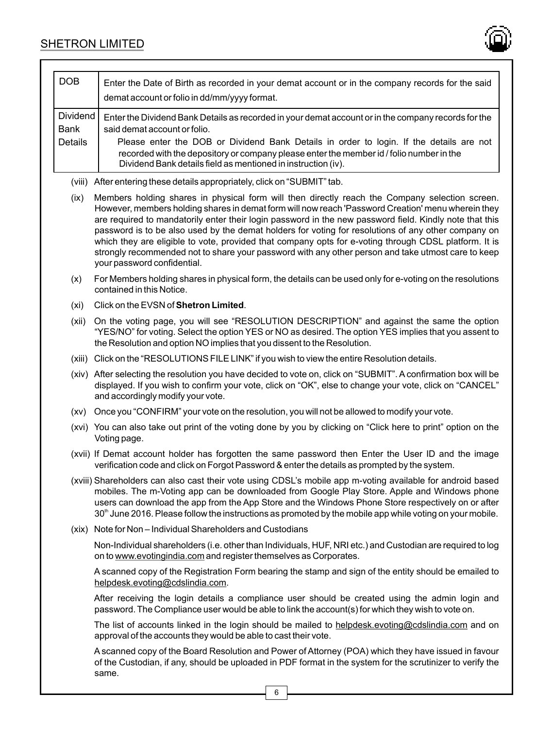| DOB | Enter the Date of Birth as recorded in your demat account or in the company records for the said demat account or folio in dd/mm/yyyy format. |
|---|---|
| Dividend Bank Details | Enter the Dividend Bank Details as recorded in your demat account or in the company records for the said demat account or folio. Please enter the DOB or Dividend Bank Details in order to login. If the details are not recorded with the depository or company please enter the member id / folio number in the Dividend Bank details field as mentioned in instruction (iv). |

(viii) After entering these details appropriately, click on "SUBMIT" tab.

(ix) Members holding shares in physical form will then directly reach the Company selection screen. However, members holding shares in demat form will now reach 'Password Creation' menu wherein they are required to mandatorily enter their login password in the new password field. Kindly note that this password is to be also used by the demat holders for voting for resolutions of any other company on which they are eligible to vote, provided that company opts for e-voting through CDSL platform. It is strongly recommended not to share your password with any other person and take utmost care to keep your password confidential.

(x) For Members holding shares in physical form, the details can be used only for e-voting on the resolutions contained in this Notice.

(xi) Click on the EVSN of **Shetron Limited**.

(xii) On the voting page, you will see "RESOLUTION DESCRIPTION" and against the same the option "YES/NO" for voting. Select the option YES or NO as desired. The option YES implies that you assent to the Resolution and option NO implies that you dissent to the Resolution.

(xiii) Click on the "RESOLUTIONS FILE LINK" if you wish to view the entire Resolution details.

(xiv) After selecting the resolution you have decided to vote on, click on "SUBMIT". A confirmation box will be displayed. If you wish to confirm your vote, click on "OK", else to change your vote, click on "CANCEL" and accordingly modify your vote.

(xv) Once you "CONFIRM" your vote on the resolution, you will not be allowed to modify your vote.

(xvi) You can also take out print of the voting done by you by clicking on "Click here to print" option on the Voting page.

(xvii) If Demat account holder has forgotten the same password then Enter the User ID and the image verification code and click on Forgot Password & enter the details as prompted by the system.

(xviii) Shareholders can also cast their vote using CDSL's mobile app m-voting available for android based mobiles. The m-Voting app can be downloaded from Google Play Store. Apple and Windows phone users can download the app from the App Store and the Windows Phone Store respectively on or after 30th June 2016. Please follow the instructions as promoted by the mobile app while voting on your mobile.

(xix) Note for Non – Individual Shareholders and Custodians

Non-Individual shareholders (i.e. other than Individuals, HUF, NRI etc.) and Custodian are required to log on to www.evotingindia.com and register themselves as Corporates.

A scanned copy of the Registration Form bearing the stamp and sign of the entity should be emailed to helpdesk.evoting@cdslindia.com.

After receiving the login details a compliance user should be created using the admin login and password. The Compliance user would be able to link the account(s) for which they wish to vote on.

The list of accounts linked in the login should be mailed to helpdesk.evoting@cdslindia.com and on approval of the accounts they would be able to cast their vote.

A scanned copy of the Board Resolution and Power of Attorney (POA) which they have issued in favour of the Custodian, if any, should be uploaded in PDF format in the system for the scrutinizer to verify the same.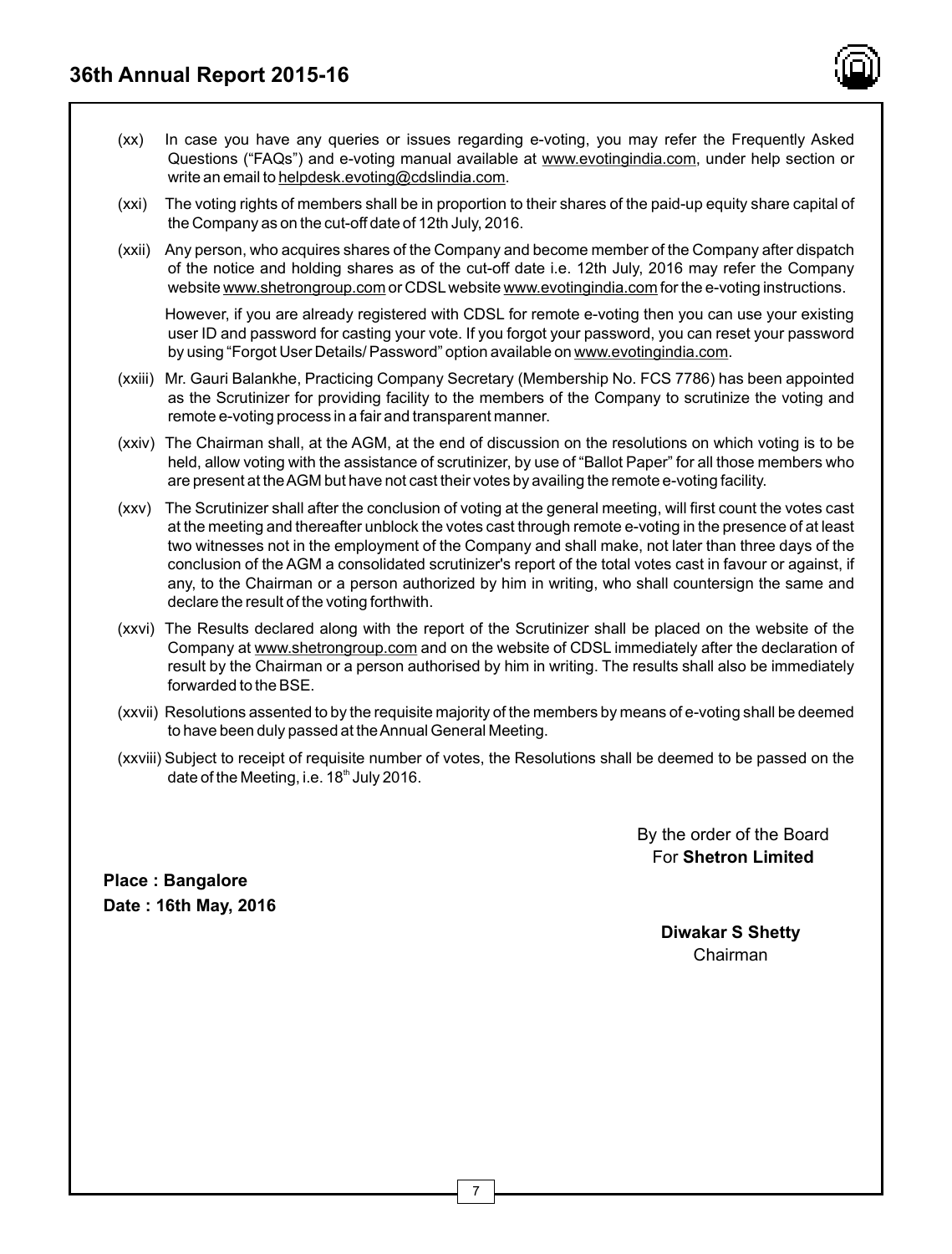(xx) In case you have any queries or issues regarding e-voting, you may refer the Frequently Asked Questions ("FAQs") and e-voting manual available at www.evotingindia.com, under help section or write an email to helpdesk.evoting@cdslindia.com.

(xxi) The voting rights of members shall be in proportion to their shares of the paid-up equity share capital of the Company as on the cut-off date of 12th July, 2016.

(xxii) Any person, who acquires shares of the Company and become member of the Company after dispatch of the notice and holding shares as of the cut-off date i.e. 12th July, 2016 may refer the Company website www.shetrongroup.com or CDSL website www.evotingindia.com for the e-voting instructions.

However, if you are already registered with CDSL for remote e-voting then you can use your existing user ID and password for casting your vote. If you forgot your password, you can reset your password by using "Forgot User Details/ Password" option available on www.evotingindia.com.

(xxiii) Mr. Gauri Balankhe, Practicing Company Secretary (Membership No. FCS 7786) has been appointed as the Scrutinizer for providing facility to the members of the Company to scrutinize the voting and remote e-voting process in a fair and transparent manner.

(xxiv) The Chairman shall, at the AGM, at the end of discussion on the resolutions on which voting is to be held, allow voting with the assistance of scrutinizer, by use of "Ballot Paper" for all those members who are present at the AGM but have not cast their votes by availing the remote e-voting facility.

(xxv) The Scrutinizer shall after the conclusion of voting at the general meeting, will first count the votes cast at the meeting and thereafter unblock the votes cast through remote e-voting in the presence of at least two witnesses not in the employment of the Company and shall make, not later than three days of the conclusion of the AGM a consolidated scrutinizer's report of the total votes cast in favour or against, if any, to the Chairman or a person authorized by him in writing, who shall countersign the same and declare the result of the voting forthwith.

(xxvi) The Results declared along with the report of the Scrutinizer shall be placed on the website of the Company at www.shetrongroup.com and on the website of CDSL immediately after the declaration of result by the Chairman or a person authorised by him in writing. The results shall also be immediately forwarded to the BSE.

(xxvii) Resolutions assented to by the requisite majority of the members by means of e-voting shall be deemed to have been duly passed at the Annual General Meeting.

(xxviii) Subject to receipt of requisite number of votes, the Resolutions shall be deemed to be passed on the date of the Meeting, i.e. 18th July 2016.

By the order of the Board
For **Shetron Limited**

**Place : Bangalore**
**Date : 16th May, 2016**

**Diwakar S Shetty**
Chairman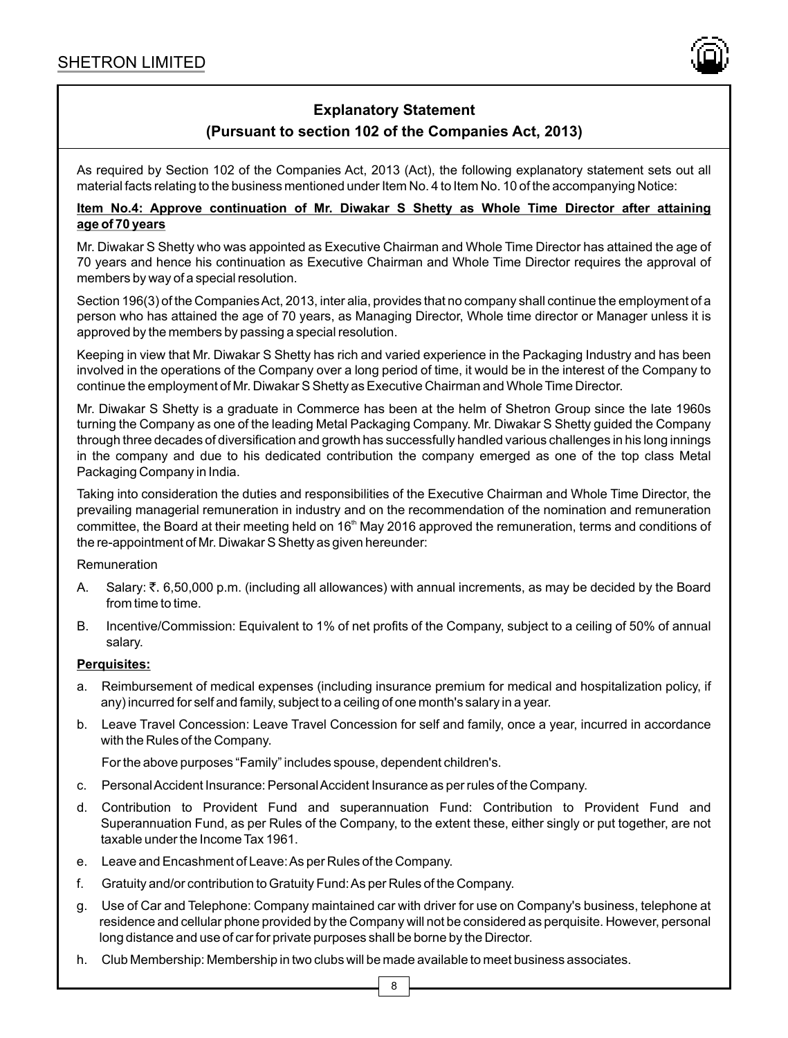## Explanatory Statement

### (Pursuant to section 102 of the Companies Act, 2013)

As required by Section 102 of the Companies Act, 2013 (Act), the following explanatory statement sets out all material facts relating to the business mentioned under Item No. 4 to Item No. 10 of the accompanying Notice:

**Item No.4: Approve continuation of Mr. Diwakar S Shetty as Whole Time Director after attaining age of 70 years**

Mr. Diwakar S Shetty who was appointed as Executive Chairman and Whole Time Director has attained the age of 70 years and hence his continuation as Executive Chairman and Whole Time Director requires the approval of members by way of a special resolution.

Section 196(3) of the Companies Act, 2013, inter alia, provides that no company shall continue the employment of a person who has attained the age of 70 years, as Managing Director, Whole time director or Manager unless it is approved by the members by passing a special resolution.

Keeping in view that Mr. Diwakar S Shetty has rich and varied experience in the Packaging Industry and has been involved in the operations of the Company over a long period of time, it would be in the interest of the Company to continue the employment of Mr. Diwakar S Shetty as Executive Chairman and Whole Time Director.

Mr. Diwakar S Shetty is a graduate in Commerce has been at the helm of Shetron Group since the late 1960s turning the Company as one of the leading Metal Packaging Company. Mr. Diwakar S Shetty guided the Company through three decades of diversification and growth has successfully handled various challenges in his long innings in the company and due to his dedicated contribution the company emerged as one of the top class Metal Packaging Company in India.

Taking into consideration the duties and responsibilities of the Executive Chairman and Whole Time Director, the prevailing managerial remuneration in industry and on the recommendation of the nomination and remuneration committee, the Board at their meeting held on 16th May 2016 approved the remuneration, terms and conditions of the re-appointment of Mr. Diwakar S Shetty as given hereunder:

Remuneration

A. Salary: ₹. 6,50,000 p.m. (including all allowances) with annual increments, as may be decided by the Board from time to time.

B. Incentive/Commission: Equivalent to 1% of net profits of the Company, subject to a ceiling of 50% of annual salary.

**Perquisites:**

a. Reimbursement of medical expenses (including insurance premium for medical and hospitalization policy, if any) incurred for self and family, subject to a ceiling of one month's salary in a year.

b. Leave Travel Concession: Leave Travel Concession for self and family, once a year, incurred in accordance with the Rules of the Company.

   For the above purposes "Family" includes spouse, dependent children's.

c. Personal Accident Insurance: Personal Accident Insurance as per rules of the Company.

d. Contribution to Provident Fund and superannuation Fund: Contribution to Provident Fund and Superannuation Fund, as per Rules of the Company, to the extent these, either singly or put together, are not taxable under the Income Tax 1961.

e. Leave and Encashment of Leave: As per Rules of the Company.

f. Gratuity and/or contribution to Gratuity Fund: As per Rules of the Company.

g. Use of Car and Telephone: Company maintained car with driver for use on Company's business, telephone at residence and cellular phone provided by the Company will not be considered as perquisite. However, personal long distance and use of car for private purposes shall be borne by the Director.

h. Club Membership: Membership in two clubs will be made available to meet business associates.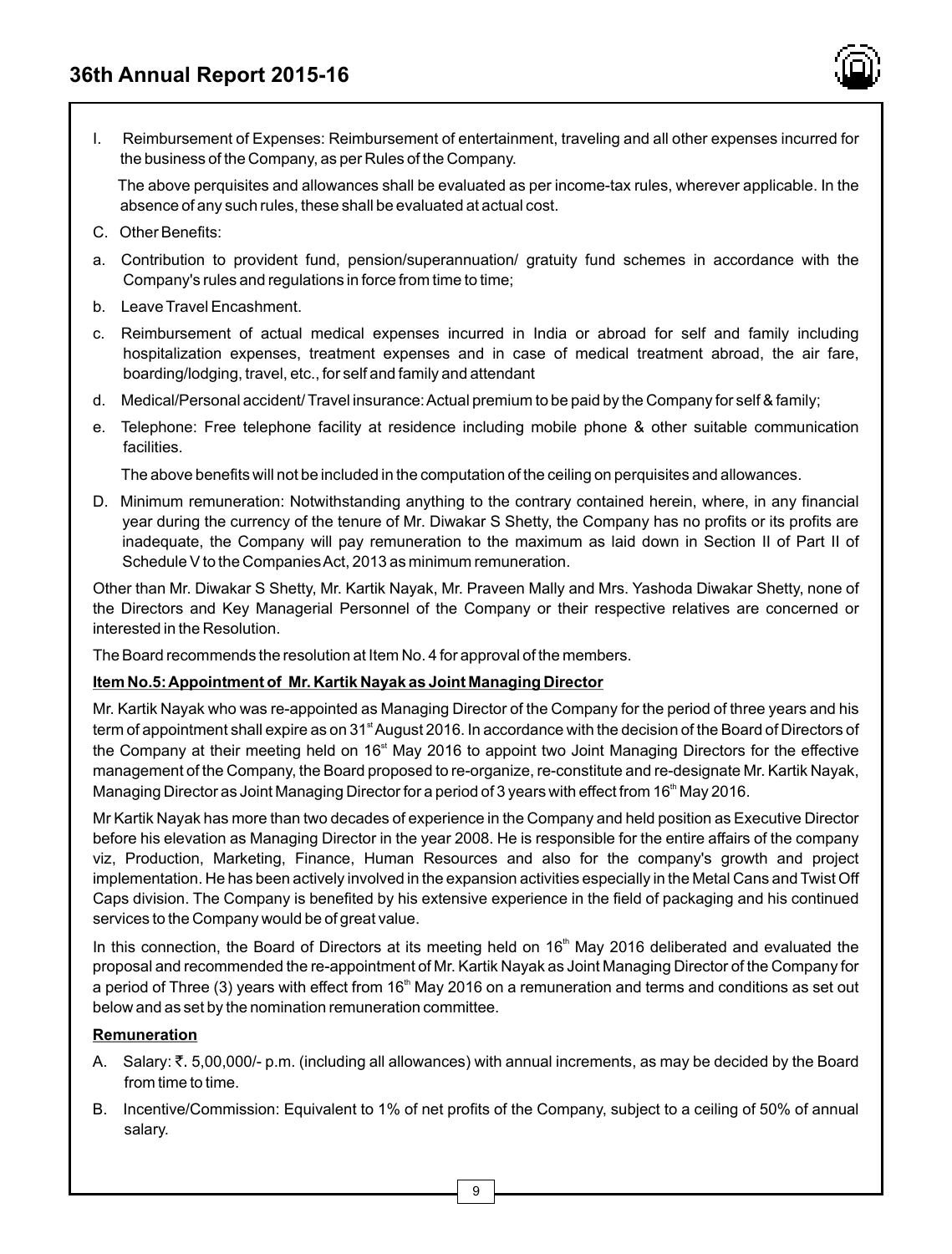I. Reimbursement of Expenses: Reimbursement of entertainment, traveling and all other expenses incurred for the business of the Company, as per Rules of the Company.

The above perquisites and allowances shall be evaluated as per income-tax rules, wherever applicable. In the absence of any such rules, these shall be evaluated at actual cost.

C. Other Benefits:

a. Contribution to provident fund, pension/superannuation/ gratuity fund schemes in accordance with the Company's rules and regulations in force from time to time;

b. Leave Travel Encashment.

c. Reimbursement of actual medical expenses incurred in India or abroad for self and family including hospitalization expenses, treatment expenses and in case of medical treatment abroad, the air fare, boarding/lodging, travel, etc., for self and family and attendant

d. Medical/Personal accident/ Travel insurance: Actual premium to be paid by the Company for self & family;

e. Telephone: Free telephone facility at residence including mobile phone & other suitable communication facilities.

The above benefits will not be included in the computation of the ceiling on perquisites and allowances.

D. Minimum remuneration: Notwithstanding anything to the contrary contained herein, where, in any financial year during the currency of the tenure of Mr. Diwakar S Shetty, the Company has no profits or its profits are inadequate, the Company will pay remuneration to the maximum as laid down in Section II of Part II of Schedule V to the Companies Act, 2013 as minimum remuneration.

Other than Mr. Diwakar S Shetty, Mr. Kartik Nayak, Mr. Praveen Mally and Mrs. Yashoda Diwakar Shetty, none of the Directors and Key Managerial Personnel of the Company or their respective relatives are concerned or interested in the Resolution.

The Board recommends the resolution at Item No. 4 for approval of the members.

**Item No.5: Appointment of Mr. Kartik Nayak as Joint Managing Director**

Mr. Kartik Nayak who was re-appointed as Managing Director of the Company for the period of three years and his term of appointment shall expire as on 31st August 2016. In accordance with the decision of the Board of Directors of the Company at their meeting held on 16st May 2016 to appoint two Joint Managing Directors for the effective management of the Company, the Board proposed to re-organize, re-constitute and re-designate Mr. Kartik Nayak, Managing Director as Joint Managing Director for a period of 3 years with effect from 16th May 2016.

Mr Kartik Nayak has more than two decades of experience in the Company and held position as Executive Director before his elevation as Managing Director in the year 2008. He is responsible for the entire affairs of the company viz, Production, Marketing, Finance, Human Resources and also for the company's growth and project implementation. He has been actively involved in the expansion activities especially in the Metal Cans and Twist Off Caps division. The Company is benefited by his extensive experience in the field of packaging and his continued services to the Company would be of great value.

In this connection, the Board of Directors at its meeting held on 16th May 2016 deliberated and evaluated the proposal and recommended the re-appointment of Mr. Kartik Nayak as Joint Managing Director of the Company for a period of Three (3) years with effect from 16th May 2016 on a remuneration and terms and conditions as set out below and as set by the nomination remuneration committee.

**Remuneration**

A. Salary: ₹. 5,00,000/- p.m. (including all allowances) with annual increments, as may be decided by the Board from time to time.

B. Incentive/Commission: Equivalent to 1% of net profits of the Company, subject to a ceiling of 50% of annual salary.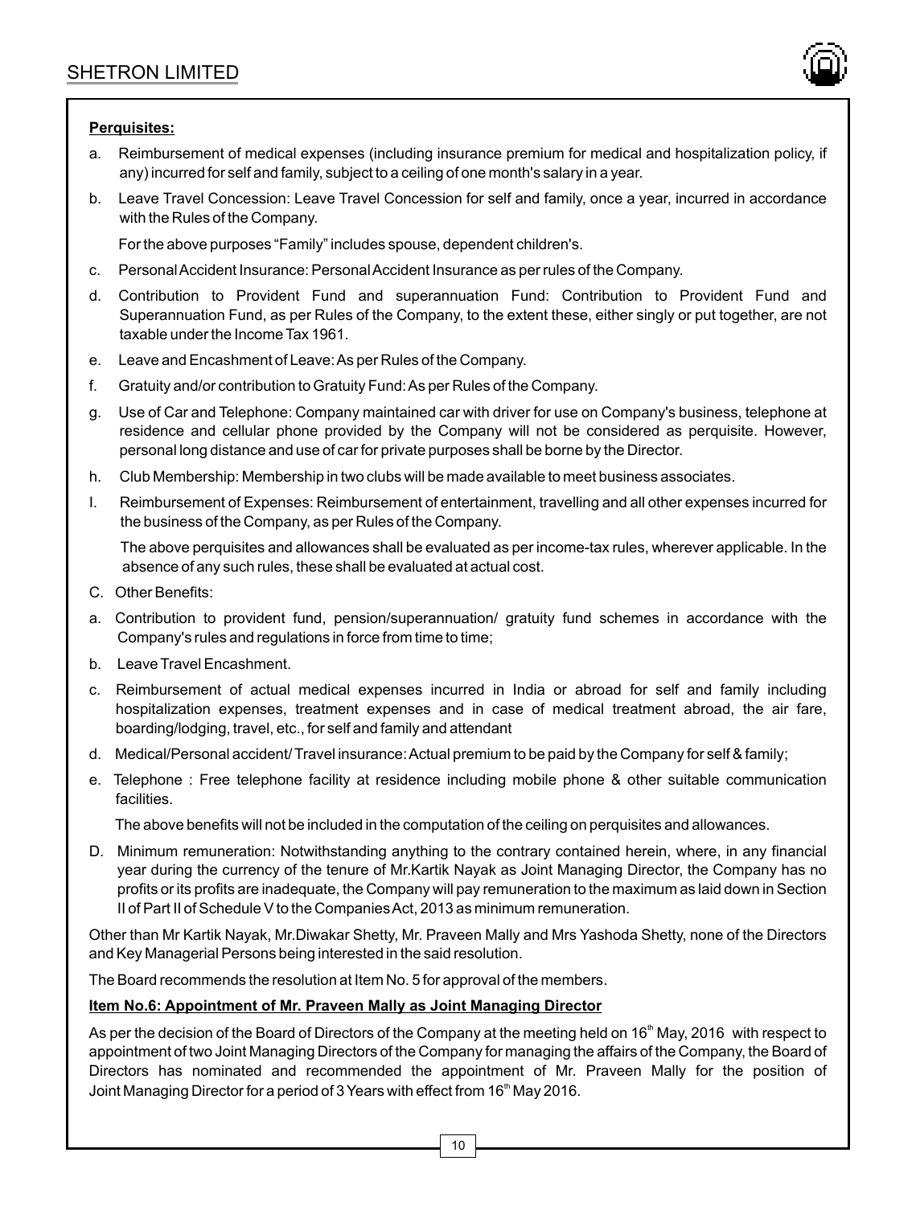**Perquisites:**

a. Reimbursement of medical expenses (including insurance premium for medical and hospitalization policy, if any) incurred for self and family, subject to a ceiling of one month's salary in a year.

b. Leave Travel Concession: Leave Travel Concession for self and family, once a year, incurred in accordance with the Rules of the Company.

For the above purposes "Family" includes spouse, dependent children's.

c. Personal Accident Insurance: Personal Accident Insurance as per rules of the Company.

d. Contribution to Provident Fund and superannuation Fund: Contribution to Provident Fund and Superannuation Fund, as per Rules of the Company, to the extent these, either singly or put together, are not taxable under the Income Tax 1961.

e. Leave and Encashment of Leave: As per Rules of the Company.

f. Gratuity and/or contribution to Gratuity Fund: As per Rules of the Company.

g. Use of Car and Telephone: Company maintained car with driver for use on Company's business, telephone at residence and cellular phone provided by the Company will not be considered as perquisite. However, personal long distance and use of car for private purposes shall be borne by the Director.

h. Club Membership: Membership in two clubs will be made available to meet business associates.

I. Reimbursement of Expenses: Reimbursement of entertainment, travelling and all other expenses incurred for the business of the Company, as per Rules of the Company.

The above perquisites and allowances shall be evaluated as per income-tax rules, wherever applicable. In the absence of any such rules, these shall be evaluated at actual cost.

C. Other Benefits:

a. Contribution to provident fund, pension/superannuation/ gratuity fund schemes in accordance with the Company's rules and regulations in force from time to time;

b. Leave Travel Encashment.

c. Reimbursement of actual medical expenses incurred in India or abroad for self and family including hospitalization expenses, treatment expenses and in case of medical treatment abroad, the air fare, boarding/lodging, travel, etc., for self and family and attendant

d. Medical/Personal accident/ Travel insurance: Actual premium to be paid by the Company for self & family;

e. Telephone : Free telephone facility at residence including mobile phone & other suitable communication facilities.

The above benefits will not be included in the computation of the ceiling on perquisites and allowances.

D. Minimum remuneration: Notwithstanding anything to the contrary contained herein, where, in any financial year during the currency of the tenure of Mr.Kartik Nayak as Joint Managing Director, the Company has no profits or its profits are inadequate, the Company will pay remuneration to the maximum as laid down in Section II of Part II of Schedule V to the Companies Act, 2013 as minimum remuneration.

Other than Mr Kartik Nayak, Mr.Diwakar Shetty, Mr. Praveen Mally and Mrs Yashoda Shetty, none of the Directors and Key Managerial Persons being interested in the said resolution.

The Board recommends the resolution at Item No. 5 for approval of the members.

**Item No.6: Appointment of Mr. Praveen Mally as Joint Managing Director**

As per the decision of the Board of Directors of the Company at the meeting held on 16th May, 2016 with respect to appointment of two Joint Managing Directors of the Company for managing the affairs of the Company, the Board of Directors has nominated and recommended the appointment of Mr. Praveen Mally for the position of Joint Managing Director for a period of 3 Years with effect from 16th May 2016.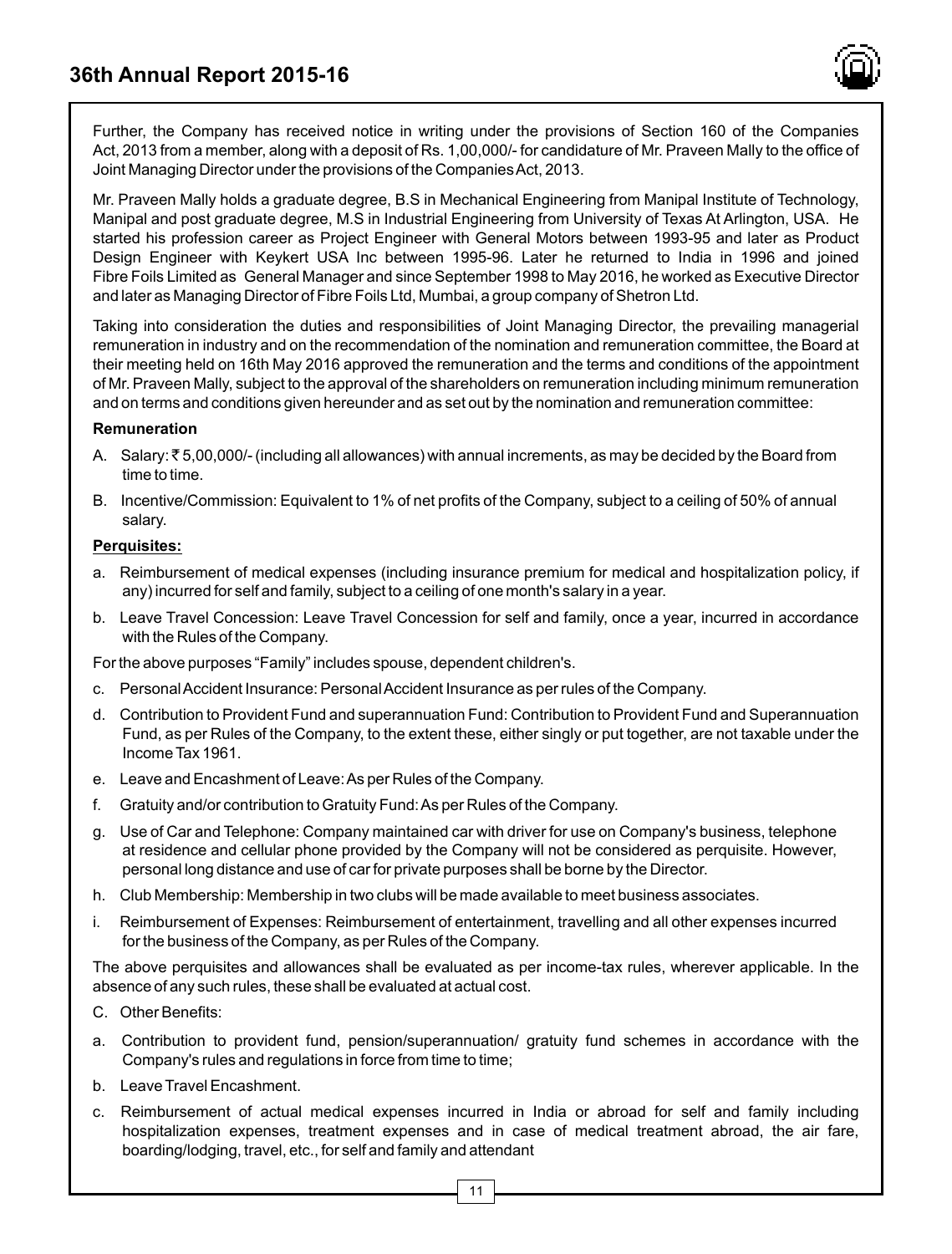Further, the Company has received notice in writing under the provisions of Section 160 of the Companies Act, 2013 from a member, along with a deposit of Rs. 1,00,000/- for candidature of Mr. Praveen Mally to the office of Joint Managing Director under the provisions of the Companies Act, 2013.

Mr. Praveen Mally holds a graduate degree, B.S in Mechanical Engineering from Manipal Institute of Technology, Manipal and post graduate degree, M.S in Industrial Engineering from University of Texas At Arlington, USA. He started his profession career as Project Engineer with General Motors between 1993-95 and later as Product Design Engineer with Keykert USA Inc between 1995-96. Later he returned to India in 1996 and joined Fibre Foils Limited as General Manager and since September 1998 to May 2016, he worked as Executive Director and later as Managing Director of Fibre Foils Ltd, Mumbai, a group company of Shetron Ltd.

Taking into consideration the duties and responsibilities of Joint Managing Director, the prevailing managerial remuneration in industry and on the recommendation of the nomination and remuneration committee, the Board at their meeting held on 16th May 2016 approved the remuneration and the terms and conditions of the appointment of Mr. Praveen Mally, subject to the approval of the shareholders on remuneration including minimum remuneration and on terms and conditions given hereunder and as set out by the nomination and remuneration committee:

**Remuneration**

A. Salary: ₹ 5,00,000/- (including all allowances) with annual increments, as may be decided by the Board from time to time.

B. Incentive/Commission: Equivalent to 1% of net profits of the Company, subject to a ceiling of 50% of annual salary.

**Perquisites:**

a. Reimbursement of medical expenses (including insurance premium for medical and hospitalization policy, if any) incurred for self and family, subject to a ceiling of one month's salary in a year.

b. Leave Travel Concession: Leave Travel Concession for self and family, once a year, incurred in accordance with the Rules of the Company.

For the above purposes "Family" includes spouse, dependent children's.

c. Personal Accident Insurance: Personal Accident Insurance as per rules of the Company.

d. Contribution to Provident Fund and superannuation Fund: Contribution to Provident Fund and Superannuation Fund, as per Rules of the Company, to the extent these, either singly or put together, are not taxable under the Income Tax 1961.

e. Leave and Encashment of Leave: As per Rules of the Company.

f. Gratuity and/or contribution to Gratuity Fund: As per Rules of the Company.

g. Use of Car and Telephone: Company maintained car with driver for use on Company's business, telephone at residence and cellular phone provided by the Company will not be considered as perquisite. However, personal long distance and use of car for private purposes shall be borne by the Director.

h. Club Membership: Membership in two clubs will be made available to meet business associates.

i. Reimbursement of Expenses: Reimbursement of entertainment, travelling and all other expenses incurred for the business of the Company, as per Rules of the Company.

The above perquisites and allowances shall be evaluated as per income-tax rules, wherever applicable. In the absence of any such rules, these shall be evaluated at actual cost.

C. Other Benefits:

a. Contribution to provident fund, pension/superannuation/ gratuity fund schemes in accordance with the Company's rules and regulations in force from time to time;

b. Leave Travel Encashment.

c. Reimbursement of actual medical expenses incurred in India or abroad for self and family including hospitalization expenses, treatment expenses and in case of medical treatment abroad, the air fare, boarding/lodging, travel, etc., for self and family and attendant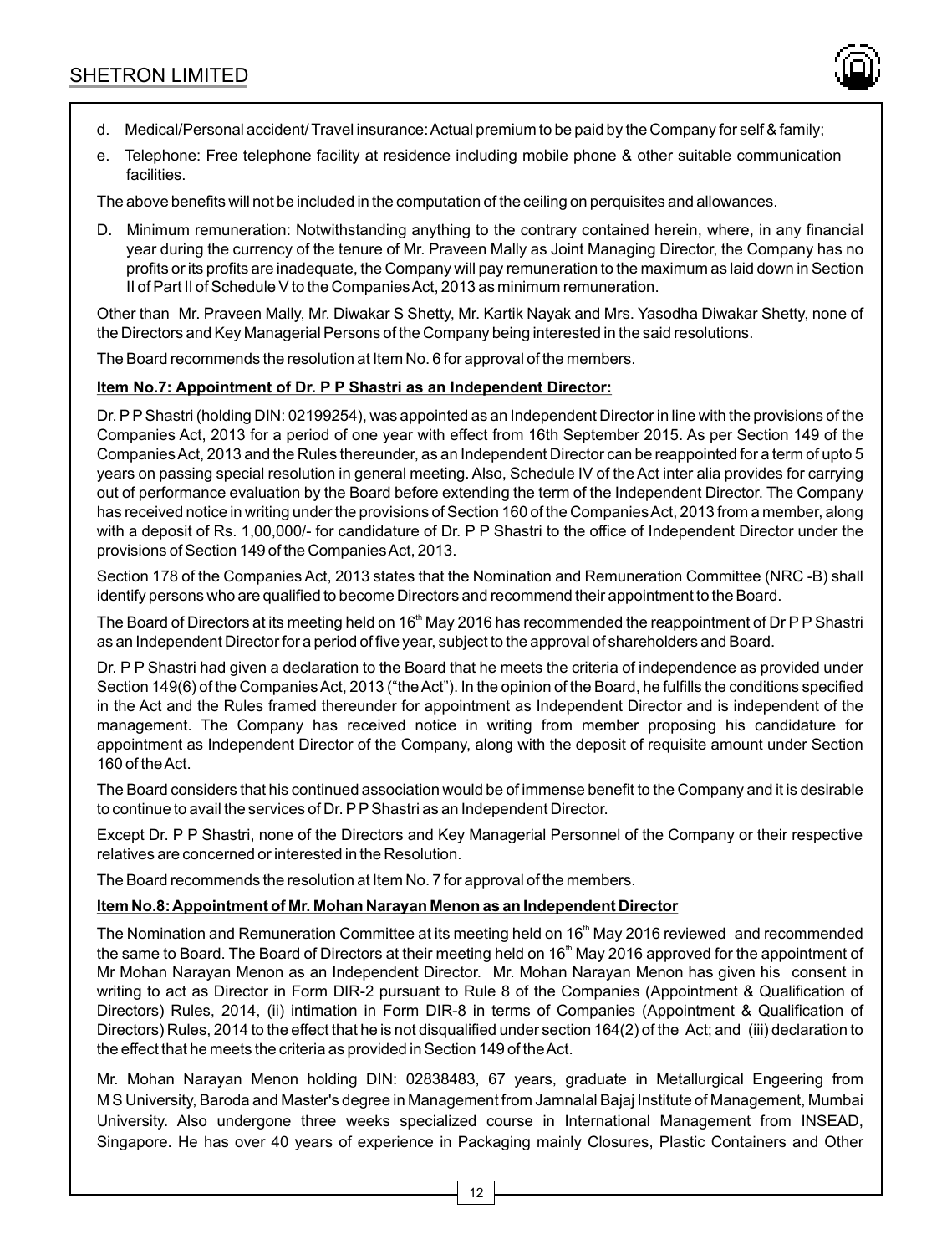d. Medical/Personal accident/ Travel insurance: Actual premium to be paid by the Company for self & family;

e. Telephone: Free telephone facility at residence including mobile phone & other suitable communication facilities.

The above benefits will not be included in the computation of the ceiling on perquisites and allowances.

D. Minimum remuneration: Notwithstanding anything to the contrary contained herein, where, in any financial year during the currency of the tenure of Mr. Praveen Mally as Joint Managing Director, the Company has no profits or its profits are inadequate, the Company will pay remuneration to the maximum as laid down in Section II of Part II of Schedule V to the Companies Act, 2013 as minimum remuneration.

Other than Mr. Praveen Mally, Mr. Diwakar S Shetty, Mr. Kartik Nayak and Mrs. Yasodha Diwakar Shetty, none of the Directors and Key Managerial Persons of the Company being interested in the said resolutions.

The Board recommends the resolution at Item No. 6 for approval of the members.

**Item No.7: Appointment of Dr. P P Shastri as an Independent Director:**

Dr. P P Shastri (holding DIN: 02199254), was appointed as an Independent Director in line with the provisions of the Companies Act, 2013 for a period of one year with effect from 16th September 2015. As per Section 149 of the Companies Act, 2013 and the Rules thereunder, as an Independent Director can be reappointed for a term of upto 5 years on passing special resolution in general meeting. Also, Schedule IV of the Act inter alia provides for carrying out of performance evaluation by the Board before extending the term of the Independent Director. The Company has received notice in writing under the provisions of Section 160 of the Companies Act, 2013 from a member, along with a deposit of Rs. 1,00,000/- for candidature of Dr. P P Shastri to the office of Independent Director under the provisions of Section 149 of the Companies Act, 2013.

Section 178 of the Companies Act, 2013 states that the Nomination and Remuneration Committee (NRC -B) shall identify persons who are qualified to become Directors and recommend their appointment to the Board.

The Board of Directors at its meeting held on 16th May 2016 has recommended the reappointment of Dr P P Shastri as an Independent Director for a period of five year, subject to the approval of shareholders and Board.

Dr. P P Shastri had given a declaration to the Board that he meets the criteria of independence as provided under Section 149(6) of the Companies Act, 2013 ("the Act"). In the opinion of the Board, he fulfills the conditions specified in the Act and the Rules framed thereunder for appointment as Independent Director and is independent of the management. The Company has received notice in writing from member proposing his candidature for appointment as Independent Director of the Company, along with the deposit of requisite amount under Section 160 of the Act.

The Board considers that his continued association would be of immense benefit to the Company and it is desirable to continue to avail the services of Dr. P P Shastri as an Independent Director.

Except Dr. P P Shastri, none of the Directors and Key Managerial Personnel of the Company or their respective relatives are concerned or interested in the Resolution.

The Board recommends the resolution at Item No. 7 for approval of the members.

**Item No.8: Appointment of Mr. Mohan Narayan Menon as an Independent Director**

The Nomination and Remuneration Committee at its meeting held on 16th May 2016 reviewed and recommended the same to Board. The Board of Directors at their meeting held on 16th May 2016 approved for the appointment of Mr Mohan Narayan Menon as an Independent Director. Mr. Mohan Narayan Menon has given his consent in writing to act as Director in Form DIR-2 pursuant to Rule 8 of the Companies (Appointment & Qualification of Directors) Rules, 2014, (ii) intimation in Form DIR-8 in terms of Companies (Appointment & Qualification of Directors) Rules, 2014 to the effect that he is not disqualified under section 164(2) of the Act; and (iii) declaration to the effect that he meets the criteria as provided in Section 149 of the Act.

Mr. Mohan Narayan Menon holding DIN: 02838483, 67 years, graduate in Metallurgical Engeering from M S University, Baroda and Master's degree in Management from Jamnalal Bajaj Institute of Management, Mumbai University. Also undergone three weeks specialized course in International Management from INSEAD, Singapore. He has over 40 years of experience in Packaging mainly Closures, Plastic Containers and Other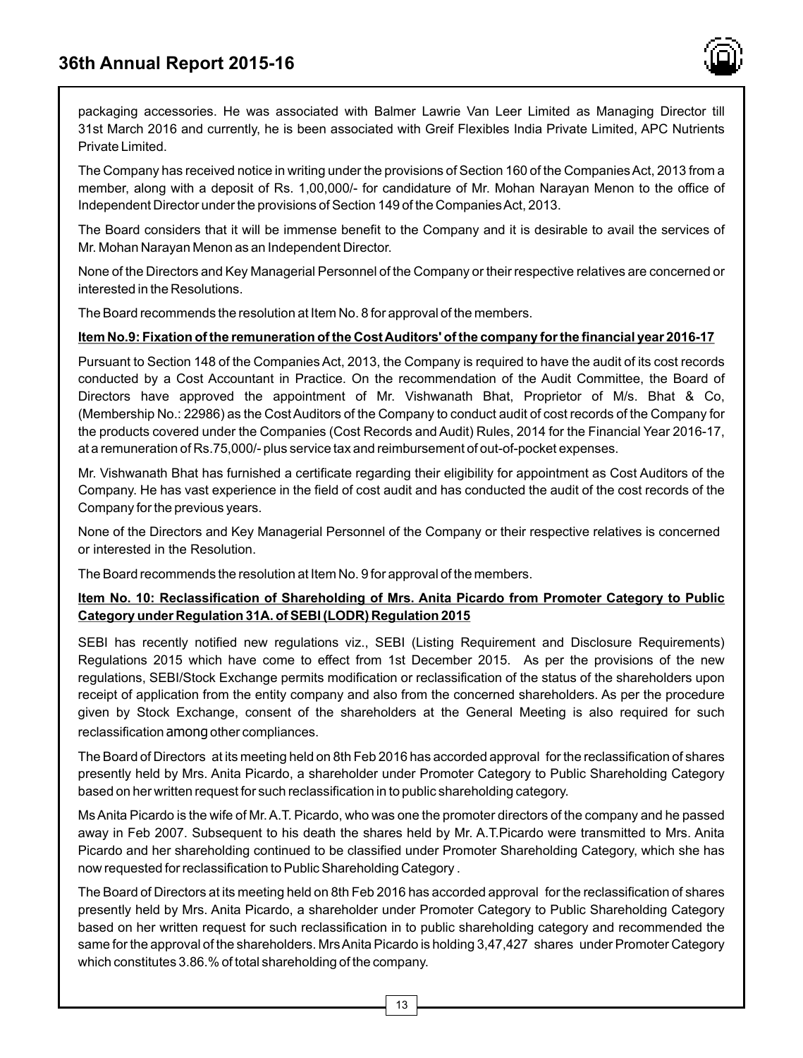packaging accessories. He was associated with Balmer Lawrie Van Leer Limited as Managing Director till 31st March 2016 and currently, he is been associated with Greif Flexibles India Private Limited, APC Nutrients Private Limited.

The Company has received notice in writing under the provisions of Section 160 of the Companies Act, 2013 from a member, along with a deposit of Rs. 1,00,000/- for candidature of Mr. Mohan Narayan Menon to the office of Independent Director under the provisions of Section 149 of the Companies Act, 2013.

The Board considers that it will be immense benefit to the Company and it is desirable to avail the services of Mr. Mohan Narayan Menon as an Independent Director.

None of the Directors and Key Managerial Personnel of the Company or their respective relatives are concerned or interested in the Resolutions.

The Board recommends the resolution at Item No. 8 for approval of the members.

**Item No.9: Fixation of the remuneration of the Cost Auditors' of the company for the financial year 2016-17**

Pursuant to Section 148 of the Companies Act, 2013, the Company is required to have the audit of its cost records conducted by a Cost Accountant in Practice. On the recommendation of the Audit Committee, the Board of Directors have approved the appointment of Mr. Vishwanath Bhat, Proprietor of M/s. Bhat & Co, (Membership No.: 22986) as the Cost Auditors of the Company to conduct audit of cost records of the Company for the products covered under the Companies (Cost Records and Audit) Rules, 2014 for the Financial Year 2016-17, at a remuneration of Rs.75,000/- plus service tax and reimbursement of out-of-pocket expenses.

Mr. Vishwanath Bhat has furnished a certificate regarding their eligibility for appointment as Cost Auditors of the Company. He has vast experience in the field of cost audit and has conducted the audit of the cost records of the Company for the previous years.

None of the Directors and Key Managerial Personnel of the Company or their respective relatives is concerned or interested in the Resolution.

The Board recommends the resolution at Item No. 9 for approval of the members.

**Item No. 10: Reclassification of Shareholding of Mrs. Anita Picardo from Promoter Category to Public Category under Regulation 31A. of SEBI (LODR) Regulation 2015**

SEBI has recently notified new regulations viz., SEBI (Listing Requirement and Disclosure Requirements) Regulations 2015 which have come to effect from 1st December 2015. As per the provisions of the new regulations, SEBI/Stock Exchange permits modification or reclassification of the status of the shareholders upon receipt of application from the entity company and also from the concerned shareholders. As per the procedure given by Stock Exchange, consent of the shareholders at the General Meeting is also required for such reclassification among other compliances.

The Board of Directors at its meeting held on 8th Feb 2016 has accorded approval for the reclassification of shares presently held by Mrs. Anita Picardo, a shareholder under Promoter Category to Public Shareholding Category based on her written request for such reclassification in to public shareholding category.

Ms Anita Picardo is the wife of Mr. A.T. Picardo, who was one the promoter directors of the company and he passed away in Feb 2007. Subsequent to his death the shares held by Mr. A.T.Picardo were transmitted to Mrs. Anita Picardo and her shareholding continued to be classified under Promoter Shareholding Category, which she has now requested for reclassification to Public Shareholding Category .

The Board of Directors at its meeting held on 8th Feb 2016 has accorded approval for the reclassification of shares presently held by Mrs. Anita Picardo, a shareholder under Promoter Category to Public Shareholding Category based on her written request for such reclassification in to public shareholding category and recommended the same for the approval of the shareholders. Mrs Anita Picardo is holding 3,47,427 shares under Promoter Category which constitutes 3.86.% of total shareholding of the company.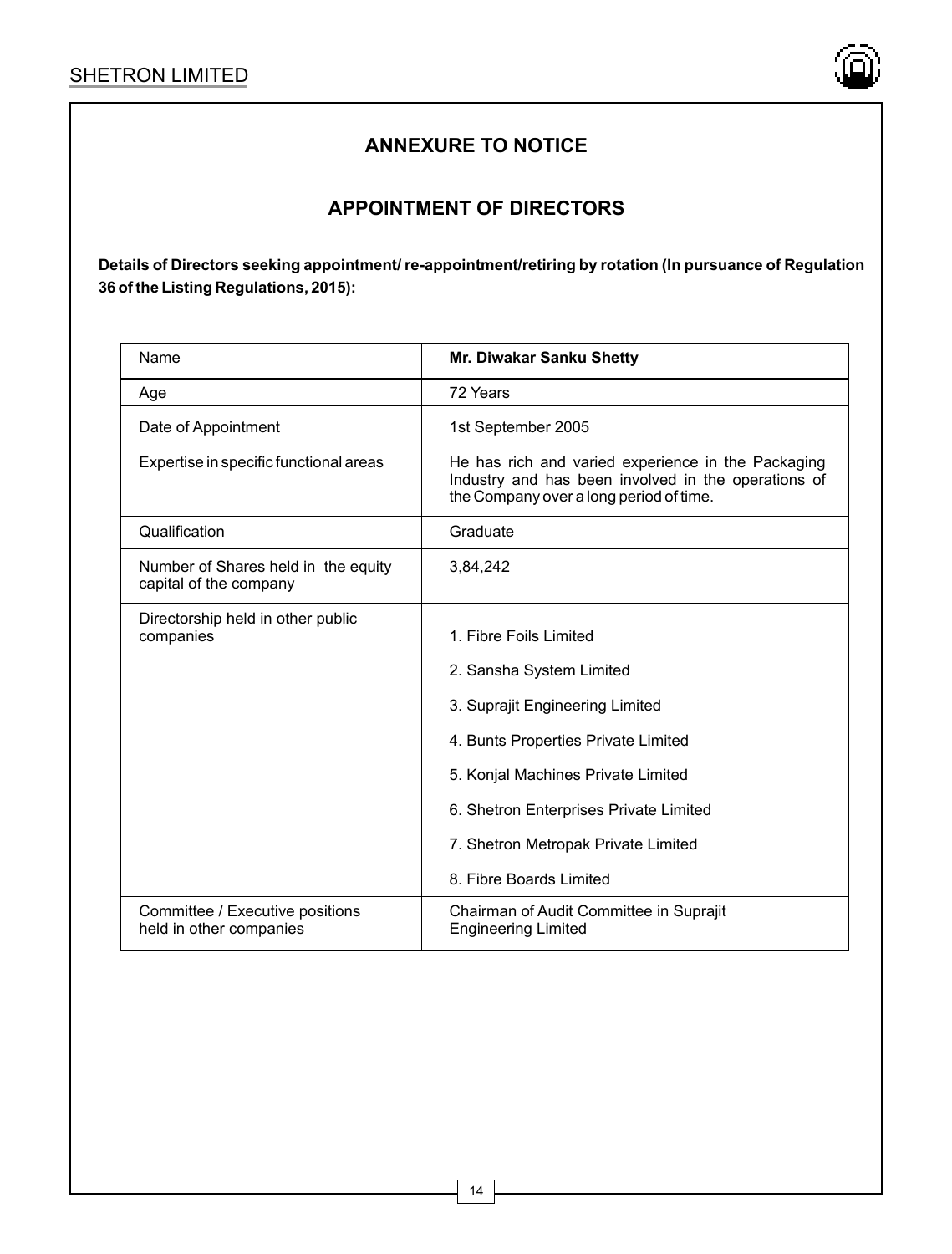## ANNEXURE TO NOTICE

## APPOINTMENT OF DIRECTORS

**Details of Directors seeking appointment/ re-appointment/retiring by rotation (In pursuance of Regulation 36 of the Listing Regulations, 2015):**

| Name | **Mr. Diwakar Sanku Shetty** |
|---|---|
| Age | 72 Years |
| Date of Appointment | 1st September 2005 |
| Expertise in specific functional areas | He has rich and varied experience in the Packaging Industry and has been involved in the operations of the Company over a long period of time. |
| Qualification | Graduate |
| Number of Shares held in the equity capital of the company | 3,84,242 |
| Directorship held in other public companies | 1. Fibre Foils Limited<br>2. Sansha System Limited<br>3. Suprajit Engineering Limited<br>4. Bunts Properties Private Limited<br>5. Konjal Machines Private Limited<br>6. Shetron Enterprises Private Limited<br>7. Shetron Metropak Private Limited<br>8. Fibre Boards Limited |
| Committee / Executive positions held in other companies | Chairman of Audit Committee in Suprajit Engineering Limited |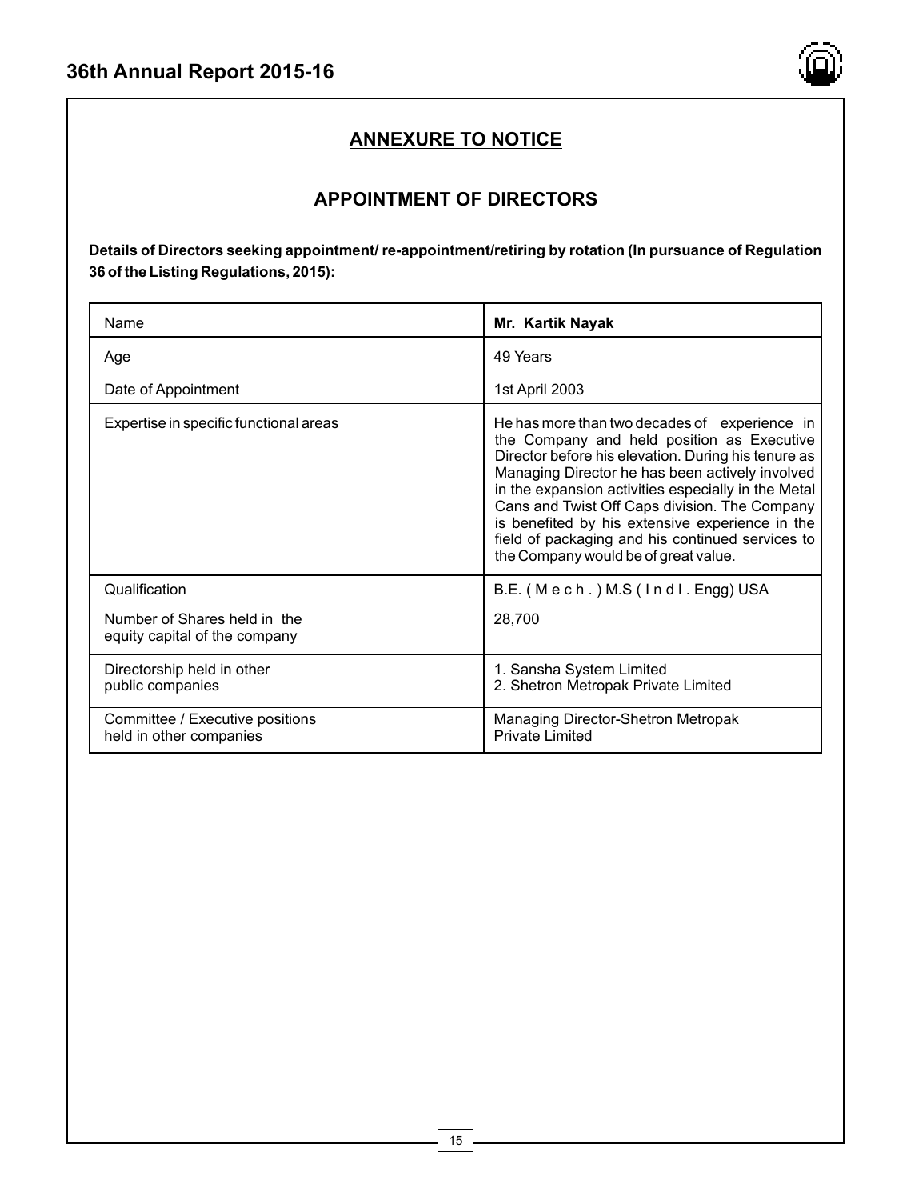## ANNEXURE TO NOTICE

## APPOINTMENT OF DIRECTORS

**Details of Directors seeking appointment/ re-appointment/retiring by rotation (In pursuance of Regulation 36 of the Listing Regulations, 2015):**

| Name | **Mr. Kartik Nayak** |
|---|---|
| Age | 49 Years |
| Date of Appointment | 1st April 2003 |
| Expertise in specific functional areas | He has more than two decades of experience in the Company and held position as Executive Director before his elevation. During his tenure as Managing Director he has been actively involved in the expansion activities especially in the Metal Cans and Twist Off Caps division. The Company is benefited by his extensive experience in the field of packaging and his continued services to the Company would be of great value. |
| Qualification | B.E. (Mech.) M.S (Indl. Engg) USA |
| Number of Shares held in the equity capital of the company | 28,700 |
| Directorship held in other public companies | 1. Sansha System Limited<br>2. Shetron Metropak Private Limited |
| Committee / Executive positions held in other companies | Managing Director-Shetron Metropak Private Limited |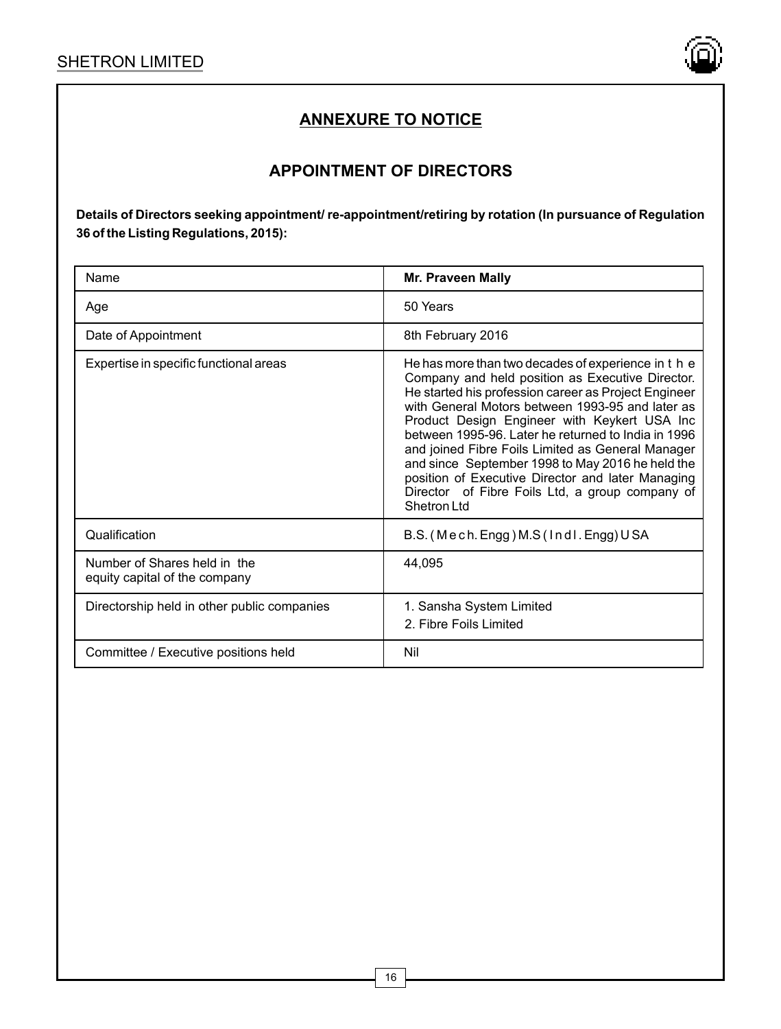## ANNEXURE TO NOTICE

## APPOINTMENT OF DIRECTORS

**Details of Directors seeking appointment/ re-appointment/retiring by rotation (In pursuance of Regulation 36 of the Listing Regulations, 2015):**

| Name | **Mr. Praveen Mally** |
|---|---|
| Age | 50 Years |
| Date of Appointment | 8th February 2016 |
| Expertise in specific functional areas | He has more than two decades of experience in the Company and held position as Executive Director. He started his profession career as Project Engineer with General Motors between 1993-95 and later as Product Design Engineer with Keykert USA Inc between 1995-96. Later he returned to India in 1996 and joined Fibre Foils Limited as General Manager and since September 1998 to May 2016 he held the position of Executive Director and later Managing Director of Fibre Foils Ltd, a group company of Shetron Ltd |
| Qualification | B.S. (Mech. Engg) M.S (Indl. Engg) USA |
| Number of Shares held in the equity capital of the company | 44,095 |
| Directorship held in other public companies | 1. Sansha System Limited<br>2. Fibre Foils Limited |
| Committee / Executive positions held | Nil |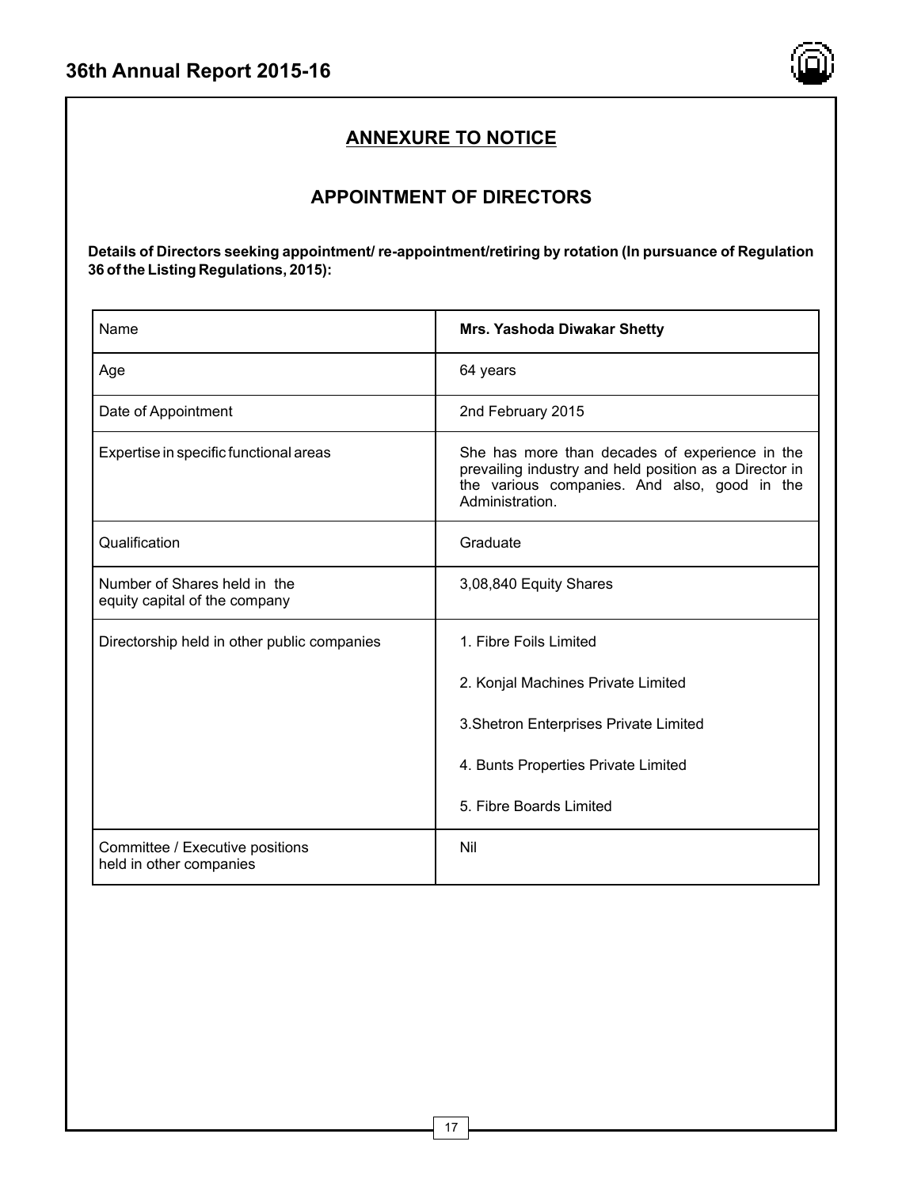## ANNEXURE TO NOTICE

## APPOINTMENT OF DIRECTORS

**Details of Directors seeking appointment/ re-appointment/retiring by rotation (In pursuance of Regulation 36 of the Listing Regulations, 2015):**

| Name | **Mrs. Yashoda Diwakar Shetty** |
|---|---|
| Age | 64 years |
| Date of Appointment | 2nd February 2015 |
| Expertise in specific functional areas | She has more than decades of experience in the prevailing industry and held position as a Director in the various companies. And also, good in the Administration. |
| Qualification | Graduate |
| Number of Shares held in the equity capital of the company | 3,08,840 Equity Shares |
| Directorship held in other public companies | 1. Fibre Foils Limited<br>2. Konjal Machines Private Limited<br>3.Shetron Enterprises Private Limited<br>4. Bunts Properties Private Limited<br>5. Fibre Boards Limited |
| Committee / Executive positions held in other companies | Nil |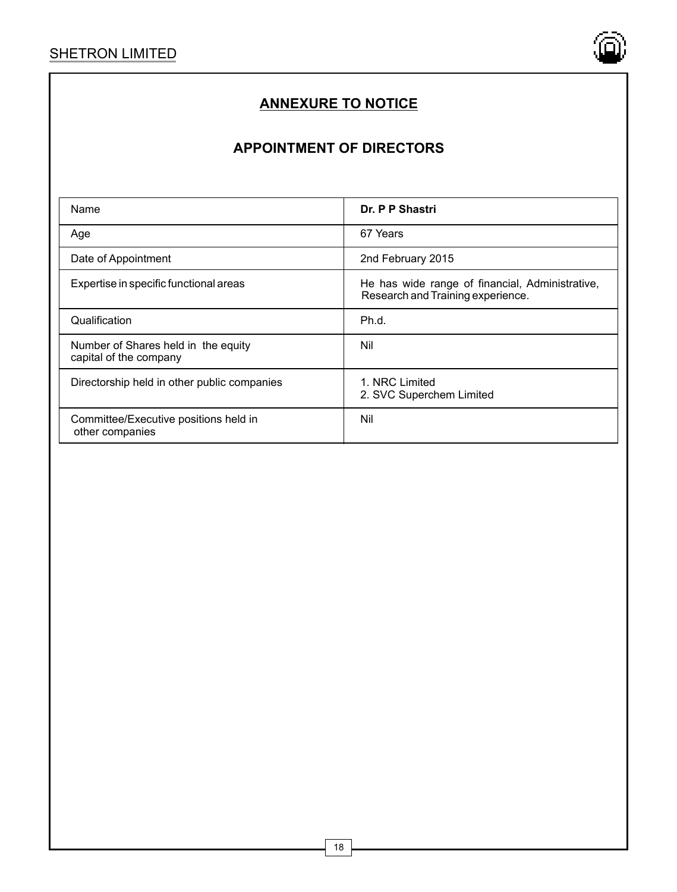## ANNEXURE TO NOTICE

## APPOINTMENT OF DIRECTORS

| Name | **Dr. P P Shastri** |
|---|---|
| Age | 67 Years |
| Date of Appointment | 2nd February 2015 |
| Expertise in specific functional areas | He has wide range of financial, Administrative, Research and Training experience. |
| Qualification | Ph.d. |
| Number of Shares held in the equity capital of the company | Nil |
| Directorship held in other public companies | 1. NRC Limited<br>2. SVC Superchem Limited |
| Committee/Executive positions held in other companies | Nil |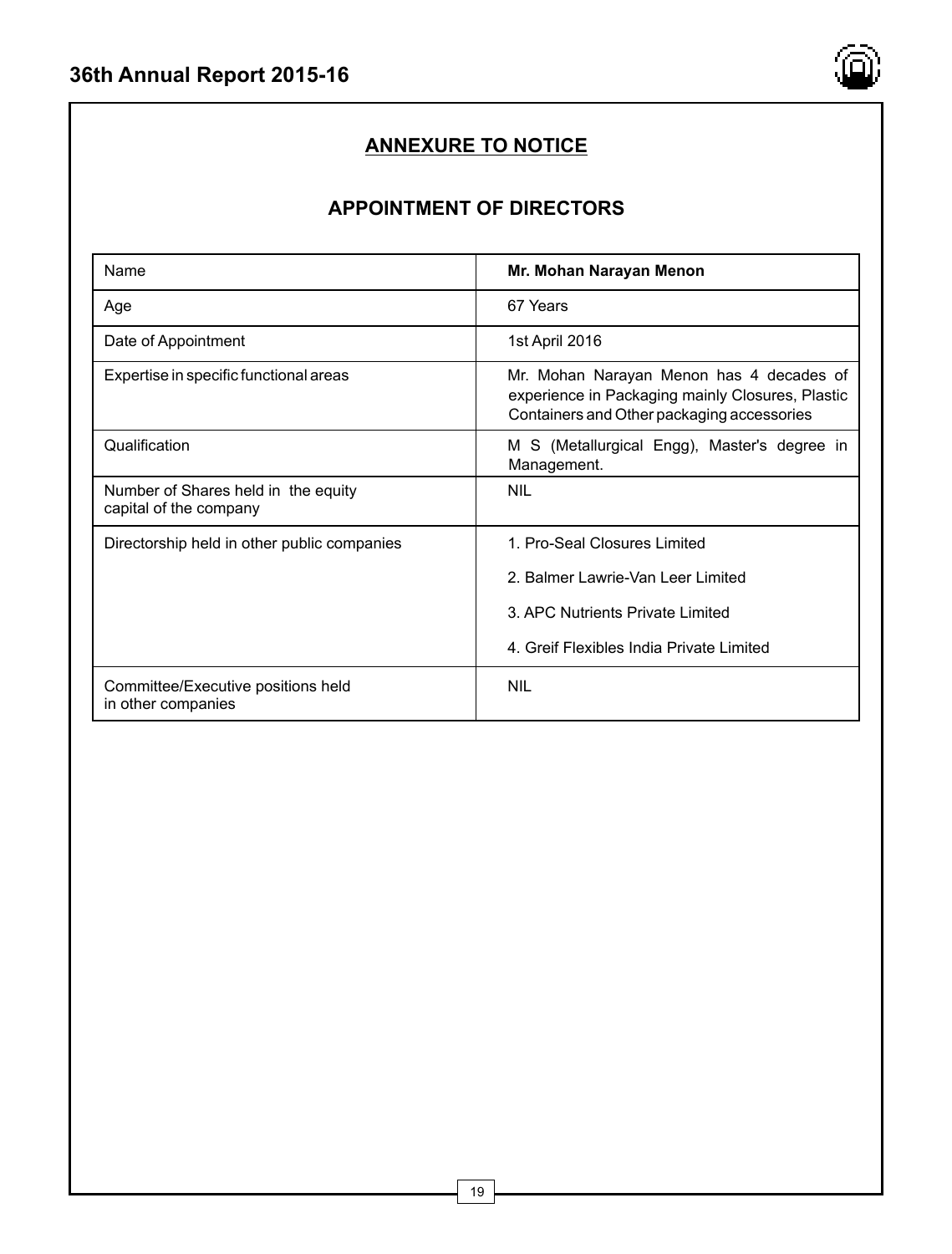## ANNEXURE TO NOTICE

### APPOINTMENT OF DIRECTORS

| Name | **Mr. Mohan Narayan Menon** |
|---|---|
| Age | 67 Years |
| Date of Appointment | 1st April 2016 |
| Expertise in specific functional areas | Mr. Mohan Narayan Menon has 4 decades of experience in Packaging mainly Closures, Plastic Containers and Other packaging accessories |
| Qualification | M S (Metallurgical Engg), Master's degree in Management. |
| Number of Shares held in the equity capital of the company | NIL |
| Directorship held in other public companies | 1. Pro-Seal Closures Limited<br>2. Balmer Lawrie-Van Leer Limited<br>3. APC Nutrients Private Limited<br>4. Greif Flexibles India Private Limited |
| Committee/Executive positions held in other companies | NIL |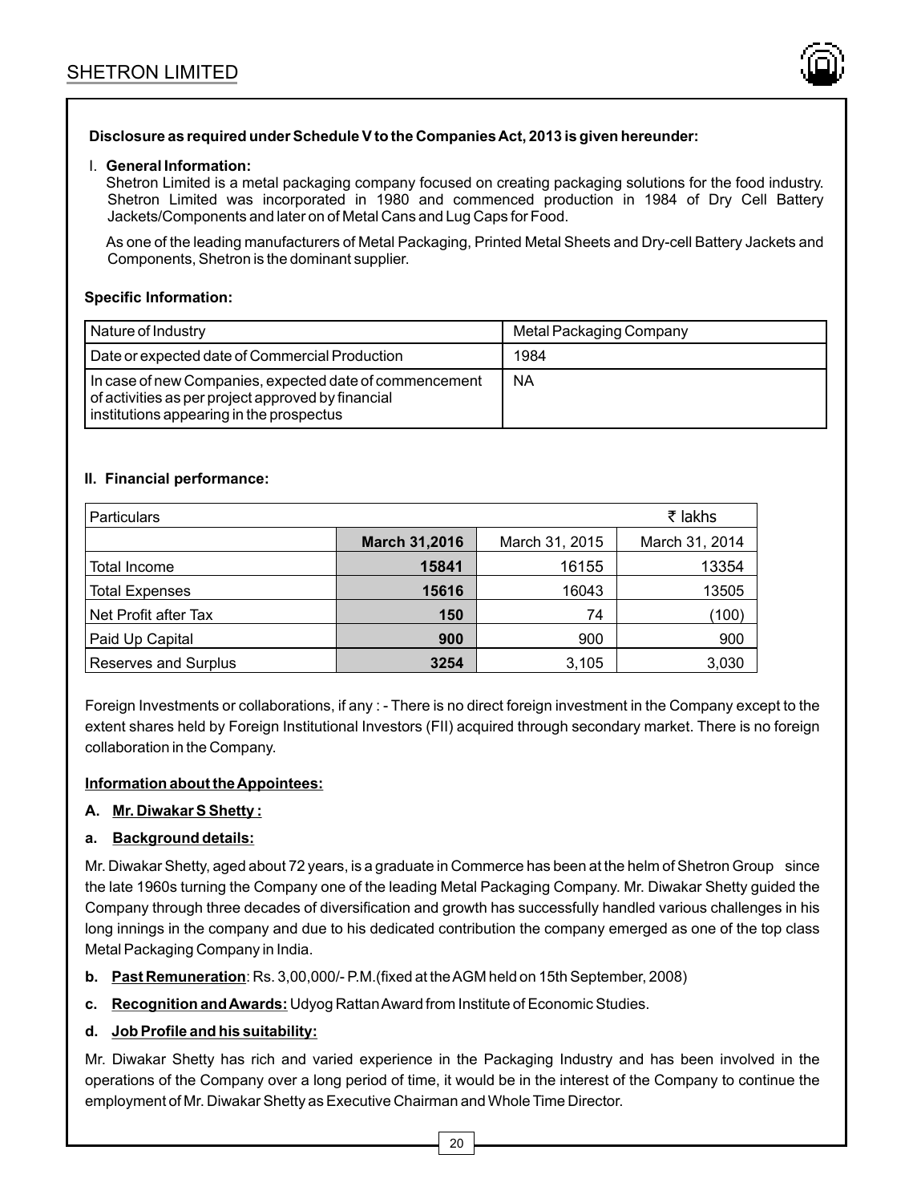**Disclosure as required under Schedule V to the Companies Act, 2013 is given hereunder:**

I. **General Information:**

Shetron Limited is a metal packaging company focused on creating packaging solutions for the food industry. Shetron Limited was incorporated in 1980 and commenced production in 1984 of Dry Cell Battery Jackets/Components and later on of Metal Cans and Lug Caps for Food.

As one of the leading manufacturers of Metal Packaging, Printed Metal Sheets and Dry-cell Battery Jackets and Components, Shetron is the dominant supplier.

**Specific Information:**

| Nature of Industry | Metal Packaging Company |
|---|---|
| Date or expected date of Commercial Production | 1984 |
| In case of new Companies, expected date of commencement of activities as per project approved by financial institutions appearing in the prospectus | NA |

**II. Financial performance:**

| Particulars | | | ₹ lakhs |
|---|---|---|---|
| | **March 31,2016** | March 31, 2015 | March 31, 2014 |
| Total Income | **15841** | 16155 | 13354 |
| Total Expenses | **15616** | 16043 | 13505 |
| Net Profit after Tax | **150** | 74 | (100) |
| Paid Up Capital | **900** | 900 | 900 |
| Reserves and Surplus | **3254** | 3,105 | 3,030 |

Foreign Investments or collaborations, if any : - There is no direct foreign investment in the Company except to the extent shares held by Foreign Institutional Investors (FII) acquired through secondary market. There is no foreign collaboration in the Company.

**Information about the Appointees:**

**A. Mr. Diwakar S Shetty :**

**a. Background details:**

Mr. Diwakar Shetty, aged about 72 years, is a graduate in Commerce has been at the helm of Shetron Group since the late 1960s turning the Company one of the leading Metal Packaging Company. Mr. Diwakar Shetty guided the Company through three decades of diversification and growth has successfully handled various challenges in his long innings in the company and due to his dedicated contribution the company emerged as one of the top class Metal Packaging Company in India.

**b. Past Remuneration**: Rs. 3,00,000/- P.M.(fixed at the AGM held on 15th September, 2008)

**c. Recognition and Awards:** Udyog Rattan Award from Institute of Economic Studies.

**d. Job Profile and his suitability:**

Mr. Diwakar Shetty has rich and varied experience in the Packaging Industry and has been involved in the operations of the Company over a long period of time, it would be in the interest of the Company to continue the employment of Mr. Diwakar Shetty as Executive Chairman and Whole Time Director.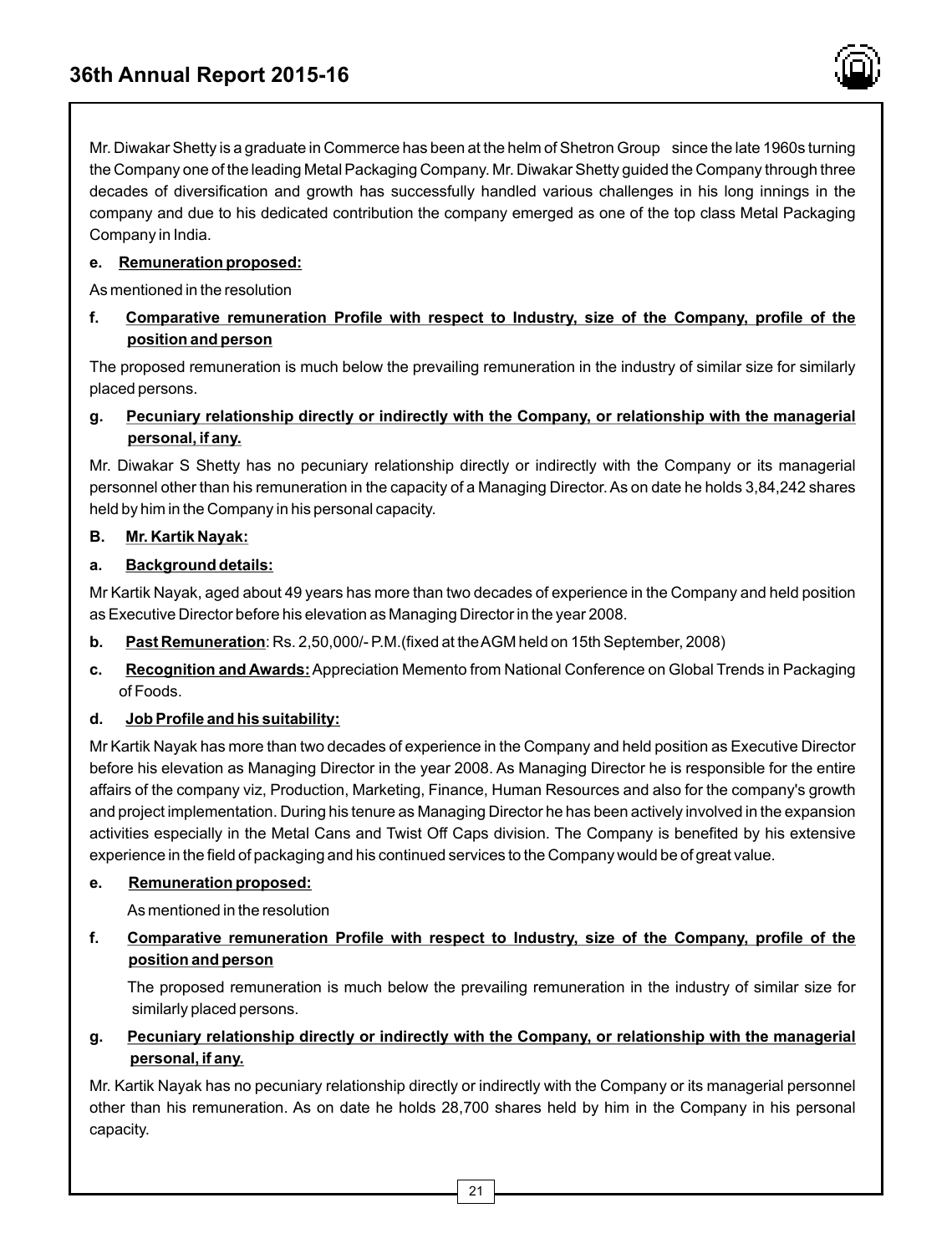Mr. Diwakar Shetty is a graduate in Commerce has been at the helm of Shetron Group since the late 1960s turning the Company one of the leading Metal Packaging Company. Mr. Diwakar Shetty guided the Company through three decades of diversification and growth has successfully handled various challenges in his long innings in the company and due to his dedicated contribution the company emerged as one of the top class Metal Packaging Company in India.

**e. Remuneration proposed:**

As mentioned in the resolution

**f. Comparative remuneration Profile with respect to Industry, size of the Company, profile of the position and person**

The proposed remuneration is much below the prevailing remuneration in the industry of similar size for similarly placed persons.

**g. Pecuniary relationship directly or indirectly with the Company, or relationship with the managerial personal, if any.**

Mr. Diwakar S Shetty has no pecuniary relationship directly or indirectly with the Company or its managerial personnel other than his remuneration in the capacity of a Managing Director. As on date he holds 3,84,242 shares held by him in the Company in his personal capacity.

**B. Mr. Kartik Nayak:**

**a. Background details:**

Mr Kartik Nayak, aged about 49 years has more than two decades of experience in the Company and held position as Executive Director before his elevation as Managing Director in the year 2008.

**b. Past Remuneration**: Rs. 2,50,000/- P.M.(fixed at the AGM held on 15th September, 2008)

**c. Recognition and Awards:** Appreciation Memento from National Conference on Global Trends in Packaging of Foods.

**d. Job Profile and his suitability:**

Mr Kartik Nayak has more than two decades of experience in the Company and held position as Executive Director before his elevation as Managing Director in the year 2008. As Managing Director he is responsible for the entire affairs of the company viz, Production, Marketing, Finance, Human Resources and also for the company's growth and project implementation. During his tenure as Managing Director he has been actively involved in the expansion activities especially in the Metal Cans and Twist Off Caps division. The Company is benefited by his extensive experience in the field of packaging and his continued services to the Company would be of great value.

**e. Remuneration proposed:**

As mentioned in the resolution

**f. Comparative remuneration Profile with respect to Industry, size of the Company, profile of the position and person**

The proposed remuneration is much below the prevailing remuneration in the industry of similar size for similarly placed persons.

**g. Pecuniary relationship directly or indirectly with the Company, or relationship with the managerial personal, if any.**

Mr. Kartik Nayak has no pecuniary relationship directly or indirectly with the Company or its managerial personnel other than his remuneration. As on date he holds 28,700 shares held by him in the Company in his personal capacity.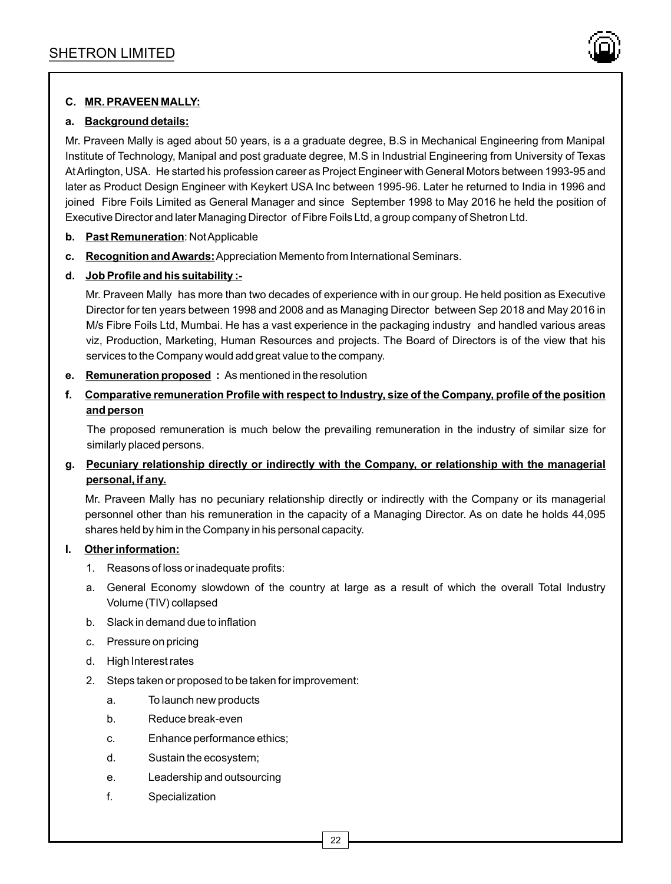**C. MR. PRAVEEN MALLY:**

**a. Background details:**

Mr. Praveen Mally is aged about 50 years, is a a graduate degree, B.S in Mechanical Engineering from Manipal Institute of Technology, Manipal and post graduate degree, M.S in Industrial Engineering from University of Texas At Arlington, USA. He started his profession career as Project Engineer with General Motors between 1993-95 and later as Product Design Engineer with Keykert USA Inc between 1995-96. Later he returned to India in 1996 and joined Fibre Foils Limited as General Manager and since September 1998 to May 2016 he held the position of Executive Director and later Managing Director of Fibre Foils Ltd, a group company of Shetron Ltd.

**b. Past Remuneration**: Not Applicable

**c. Recognition and Awards:** Appreciation Memento from International Seminars.

**d. Job Profile and his suitability :-**

Mr. Praveen Mally has more than two decades of experience with in our group. He held position as Executive Director for ten years between 1998 and 2008 and as Managing Director between Sep 2018 and May 2016 in M/s Fibre Foils Ltd, Mumbai. He has a vast experience in the packaging industry and handled various areas viz, Production, Marketing, Human Resources and projects. The Board of Directors is of the view that his services to the Company would add great value to the company.

**e. Remuneration proposed :** As mentioned in the resolution

**f. Comparative remuneration Profile with respect to Industry, size of the Company, profile of the position and person**

The proposed remuneration is much below the prevailing remuneration in the industry of similar size for similarly placed persons.

**g. Pecuniary relationship directly or indirectly with the Company, or relationship with the managerial personal, if any.**

Mr. Praveen Mally has no pecuniary relationship directly or indirectly with the Company or its managerial personnel other than his remuneration in the capacity of a Managing Director. As on date he holds 44,095 shares held by him in the Company in his personal capacity.

**I. Other information:**

1. Reasons of loss or inadequate profits:

a. General Economy slowdown of the country at large as a result of which the overall Total Industry Volume (TIV) collapsed

b. Slack in demand due to inflation

c. Pressure on pricing

d. High Interest rates

2. Steps taken or proposed to be taken for improvement:

   a. To launch new products

   b. Reduce break-even

   c. Enhance performance ethics;

   d. Sustain the ecosystem;

   e. Leadership and outsourcing

   f. Specialization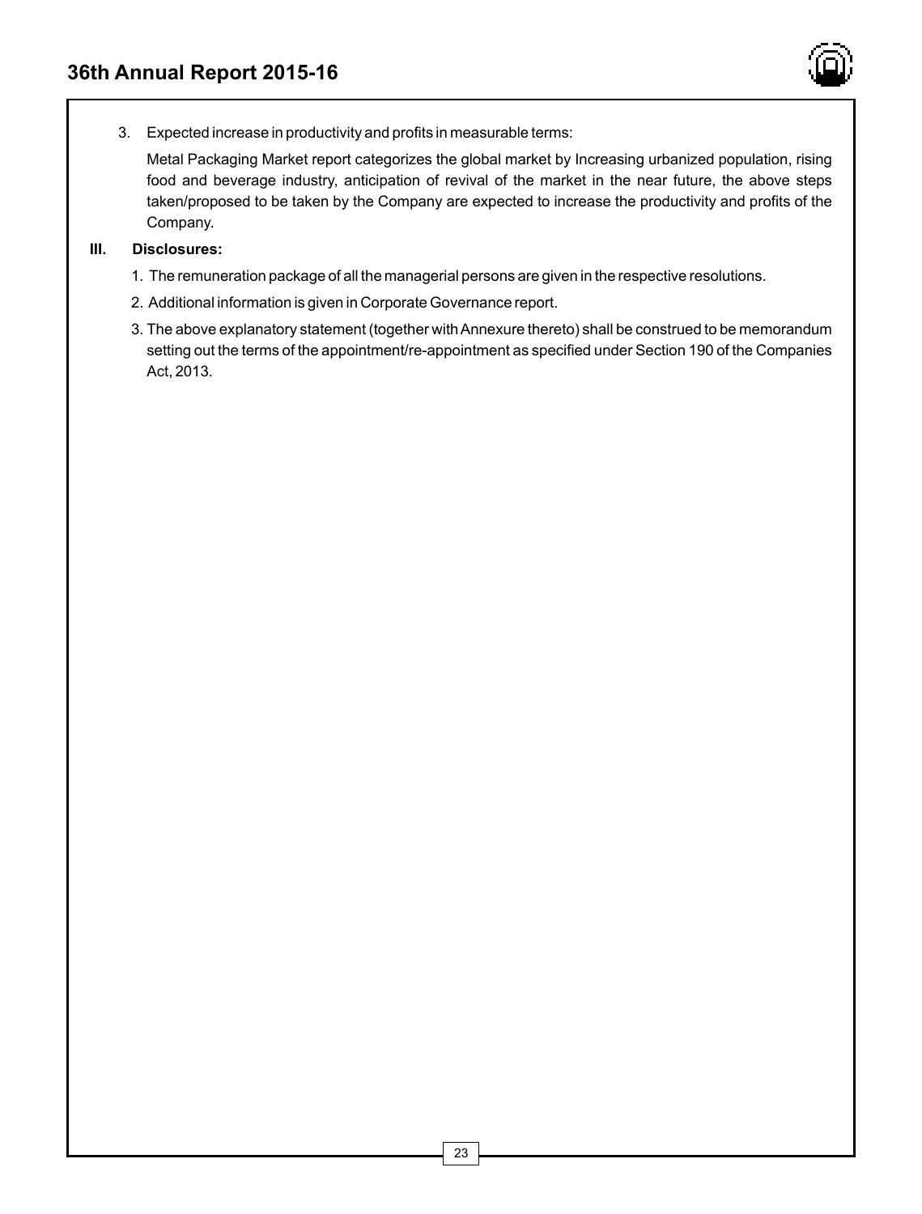3. Expected increase in productivity and profits in measurable terms:

   Metal Packaging Market report categorizes the global market by Increasing urbanized population, rising food and beverage industry, anticipation of revival of the market in the near future, the above steps taken/proposed to be taken by the Company are expected to increase the productivity and profits of the Company.

**III. Disclosures:**

1. The remuneration package of all the managerial persons are given in the respective resolutions.
2. Additional information is given in Corporate Governance report.
3. The above explanatory statement (together with Annexure thereto) shall be construed to be memorandum setting out the terms of the appointment/re-appointment as specified under Section 190 of the Companies Act, 2013.